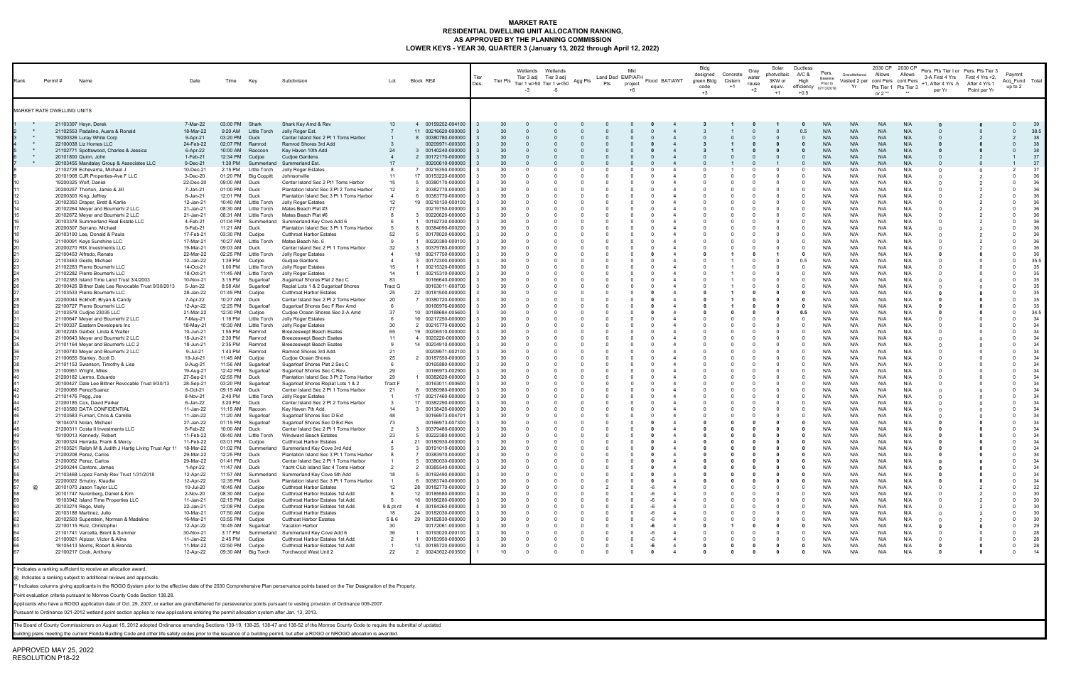# MARKET RATE
## RESIDENTIAL DWELLING UNIT ALLOCATION RANKING,
## AS APPROVED BY THE PLANNING COMMISSION
## LOWER KEYS - YEAR 30, QUARTER 3 (January 13, 2022 through April 12, 2022)

| Rank | | Permit # | Name | Date | Time | Key | Subdivision | Lot | Block | RE# | Tier Des. | Tier Pts | Wetlands Tier 3 adj Tier 1 w>50 -3 | Wetlands Tier 3 adj Tier 1 w<50 -5 | Agg Pts | Land Ded Pts | Mkt EMP/AFH project +6 | Flood | BAT/AWT | Bldg designed green Bldg code +3 | Concrete Cistern +1 | Gray water reuse +2 | Solar photvoltaic 3KW or equiv. +1 | Ductless A/C & High efficiency +0.5 | Pers. Baseline Prior to 07/13/2016 | Grandfathered Vested 2 per Yr | 2030 CP Allows cont Pers Pts Tier 1 or 2 ** | 2030 CP Allows cont Pers Pts Tier 3 ** | Pers. Pts Tier I or 3-A First 4 Yrs +1, After 4 Yrs .5 per Yr | Pers. Pts Tier 3 First 4 Yrs +2, After 4 Yrs 1 Point per Yr | Paymnt Acq_Fund up to 2 | Total |
|---|---|---|---|---|---|---|---|---|---|---|---|---|---|---|---|---|---|---|---|---|---|---|---|---|---|---|---|---|---|---|---|---|
| MARKET RATE DWELLING UNITS | | | | | | | | | | | | | | | | | | | | | | | | | | | | | | | | |
| 1 | * | 21103397 | Heyn, Derek | 7-Mar-22 | 03:00 PM | Shark | Shark Key Amd & Rev | 13 | 4 | 00159252-004100 | 3 | 30 | 0 | 0 | 0 | 0 | 0 | 0 | 4 | 3 | 1 | 0 | 1 | 0 | N/A | N/A | N/A | N/A | 0 | 0 | 0 | 39 |
| 2 | * | 21102553 | Padalino, Ausra & Ronald | 18-Mar-22 | 9:20 AM | Little Torch | Jolly Roger Est. | 7 | 11 | 00216620-000000 | 3 | 30 | 0 | 0 | 0 | 0 | 0 | 0 | 4 | 3 | 1 | 0 | 0 | 0.5 | N/A | N/A | N/A | N/A | 0 | 0 | 0 | 38.5 |
| 3 | * | 19200326 | Luray White Corp | 9-Apr-21 | 03:20 PM | Duck | Center Island Sec 2 Pt 1 Toms Harbor | 1 | 8 | 00380780-000000 | 3 | 30 | 0 | 0 | 0 | 0 | 0 | 0 | 4 | 0 | 0 | 0 | 0 | 0 | N/A | N/A | N/A | N/A | 0 | 2 | 2 | 38 |
| 4 | * | 22100038 | Liz Homes LLC | 24-Feb-22 | 02:07 PM | Ramrod | Ramrod Shores 3rd Add | | | 00209971-000300 | 3 | 30 | 0 | 0 | 0 | 0 | 0 | 0 | 4 | 3 | 1 | 0 | 0 | 0 | N/A | N/A | N/A | N/A | 0 | 0 | 0 | 38 |
| 5 | * | 21102771 | Spottswood, Charles & Jessica | 6-Apr-22 | 10:00 AM | Raccoon | Key Haven 10th Add | 24 | 3 | 00140240-000000 | 3 | 30 | 0 | 0 | 0 | 0 | 0 | 0 | 4 | 3 | 1 | 0 | 0 | 0 | N/A | N/A | N/A | N/A | 0 | 0 | 0 | 38 |
| 6 | * | 20101800 | Quinn, John | 1-Feb-21 | 12:34 PM | Cudjoe | Cudjoe Gardens | 4 | 2 | 00172170-000000 | 3 | 30 | 0 | 0 | 0 | 0 | 0 | 0 | 4 | 0 | 0 | 0 | 0 | 0 | N/A | N/A | N/A | N/A | 0 | 2 | 1 | 37 |
| 7 | * | 20103455 | Mandalay Group & Associates LLC | 9-Dec-21 | 1:30 PM | Summerland | Summerland Est. | 17 | | 00200610-000000 | 3 | 30 | 0 | 0 | 0 | 0 | 0 | 0 | 4 | 0 | 1 | 0 | 1 | 0 | N/A | N/A | N/A | N/A | 0 | 0 | 1 | 37 |
| 8 | | 21102728 | Echevarria, Michael J | 10-Dec-21 | 2:15 PM | Little Torch | Jolly Roger Estates | 8 | 7 | 00216350-000000 | 3 | 30 | 0 | 0 | 0 | 0 | 0 | 0 | 4 | 0 | 1 | 0 | 0 | 0 | N/A | N/A | N/A | N/A | 0 | 0 | 2 | 37 |
| 9 | | 20101908 | CJR Properties-Ave F LLC | 3-Dec-20 | 01:20 PM | Big Coppitt | Johnsonville | 11 | 17 | 00153220-000000 | 3 | 30 | 0 | 0 | 0 | 0 | 0 | 0 | 4 | 0 | 0 | 0 | 0 | 0 | N/A | N/A | N/A | N/A | 0 | 2 | 0 | 36 |
| 10 | | 19200325 | Wolf, Daniel | 22-Dec-20 | 09:00 AM | Duck | Center Island Sec 2 Pt1 Toms Harbor | 15 | 5 | 00380170-000000 | 3 | 30 | 0 | 0 | 0 | 0 | 0 | 0 | 4 | 0 | 0 | 0 | 0 | 0 | N/A | N/A | N/A | N/A | 0 | 2 | 0 | 36 |
| 11 | | 20200257 | Thorton, Jamie & Jill | 7-Jan-21 | 01:00 PM | Duck | Plantation Island Sec 3 Pt 2 Toms Harbor | 12 | 2 | 00382770-000000 | 3 | 30 | 0 | 0 | 0 | 0 | 0 | 0 | 4 | 0 | 0 | 0 | 0 | 0 | N/A | N/A | N/A | N/A | 0 | 2 | 0 | 36 |
| 12 | | 20200303 | King, Jeffrey | 8-Jan-21 | 12:01 PM | Duck | Plantation Island Sec 3 Pt 1 Toms Harbor | 4 | 6 | 00383770-000000 | 3 | 30 | 0 | 0 | 0 | 0 | 0 | 0 | 4 | 0 | 0 | 0 | 0 | 0 | N/A | N/A | N/A | N/A | 0 | 2 | 0 | 36 |
| 13 | | 20102350 | Draper, Brett & Karlie | 12-Jan-21 | 10:40 AM | Little Torch | Jolly Roger Estates | 12 | 19 | 00218130-000100 | 3 | 30 | 0 | 0 | 0 | 0 | 0 | 0 | 4 | 0 | 0 | 0 | 0 | 0 | N/A | N/A | N/A | N/A | 0 | 2 | 0 | 36 |
| 14 | | 20102264 | Meyer and Boumerhi 2 LLC | 21-Jan-21 | 08:30 AM | Little Torch | Mates Beach Plat #3 | 77 | | 00219750-000000 | 3 | 30 | 0 | 0 | 0 | 0 | 0 | 0 | 4 | 0 | 0 | 0 | 0 | 0 | N/A | N/A | N/A | N/A | 0 | 2 | 0 | 36 |
| 15 | | 20102672 | Meyer and Boumerhi 2 LLC | 21-Jan-21 | 08:31 AM | Little Torch | Mates Beach Plat #6 | 8 | 3 | 00220620-000000 | 3 | 30 | 0 | 0 | 0 | 0 | 0 | 0 | 4 | 0 | 0 | 0 | 0 | 0 | N/A | N/A | N/A | N/A | 0 | 2 | 0 | 36 |
| 16 | | 20103378 | Summerland Real Estate LLC | 4-Feb-21 | 01:04 PM | Summerland | Summerland Key Cove Add 6 | 6 | 1 | 00192730-000000 | 3 | 30 | 0 | 0 | 0 | 0 | 0 | 0 | 4 | 0 | 0 | 0 | 0 | 0 | N/A | N/A | N/A | N/A | 0 | 2 | 0 | 36 |
| 17 | | 20200307 | Serrano, Michael | 9-Feb-21 | 11:21 AM | Duck | Plantation Island Sec 3 Pt 1 Toms Harbor | 5 | 8 | 00384090-000200 | 3 | 30 | 0 | 0 | 0 | 0 | 0 | 0 | 4 | 0 | 0 | 0 | 0 | 0 | N/A | N/A | N/A | N/A | 0 | 2 | 0 | 36 |
| 18 | | 20103190 | Lee, Donald & Paula | 17-Feb-21 | 03:30 PM | Cudjoe | Cutthroat Harbor Estates | 52 | 5 | 00178020-000000 | 3 | 30 | 0 | 0 | 0 | 0 | 0 | 0 | 4 | 0 | 0 | 0 | 0 | 0 | N/A | N/A | N/A | N/A | 0 | 2 | 0 | 36 |
| 19 | | 21100091 | Keys Sunshine LLC | 17-Mar-21 | 10:27 AM | Little Torch | Mates Beach No. 6 | 9 | 1 | 00220380-000100 | 3 | 30 | 0 | 0 | 0 | 0 | 0 | 0 | 4 | 0 | 0 | 0 | 0 | 0 | N/A | N/A | N/A | N/A | 0 | 2 | 0 | 36 |
| 20 | | 20200270 | RIX Investments LLC | 19-Mar-21 | 09:03 AM | Duck | Center Island Sec 2 Pt 1 Toms Harbor | 32 | 3 | 00379780-000000 | 3 | 30 | 0 | 0 | 0 | 0 | 0 | 0 | 4 | 0 | 0 | 0 | 0 | 0 | N/A | N/A | N/A | N/A | 0 | 2 | 0 | 36 |
| 21 | | 22100453 | Alfredo, Renato | 22-Mar-22 | 02:25 PM | Little Torch | Jolly Roger Estates | 4 | 18 | 00217750-000000 | 3 | 30 | 0 | 0 | 0 | 0 | 0 | 0 | 4 | 0 | 1 | 0 | 1 | 0 | N/A | N/A | N/A | N/A | 0 | 0 | 0 | 36 |
| 22 | | 21103463 | Geide, Michael | 12-Jan-22 | 1:39 PM | Cudjoe | Gudjoe Gardens | 4 | 3 | 00172300-000000 | 3 | 30 | 0 | 0 | 0 | 0 | 0 | 0 | 4 | 0 | 1 | 0 | 0 | 0.5 | N/A | N/A | N/A | N/A | 0 | 0 | 0 | 35.5 |
| 23 | | 21102283 | Pierre Boumerhi LLC | 14-Oct-21 | 1:00 PM | Little Torch | Jolly Roger Estates | 15 | 1 | 00215320-000000 | 3 | 30 | 0 | 0 | 0 | 0 | 0 | 0 | 4 | 0 | 1 | 0 | 0 | 0 | N/A | N/A | N/A | N/A | 0 | 0 | 0 | 35 |
| 24 | | 21102282 | Pierre Boumerhi LLC | 18-Oct-21 | 11:45 AM | Little Torch | Jolly Roger Estates | 14 | 1 | 00215310-000000 | 3 | 30 | 0 | 0 | 0 | 0 | 0 | 0 | 4 | 0 | 1 | 0 | 0 | 0 | N/A | N/A | N/A | N/A | 0 | 0 | 0 | 35 |
| 25 | | 21102383 | Island Time Land Trust 3/4/2003 | 10-Nov-21 | 3:15 PM | Sugarloaf | Sugarloaf Shores Plat 2 Sec C | 83 | | 00166640-000000 | 3 | 30 | 0 | 0 | 0 | 0 | 0 | 0 | 4 | 0 | 1 | 0 | 0 | 0 | N/A | N/A | N/A | N/A | 0 | 0 | 0 | 35 |
| 26 | | 20100426 | Bittner Dale Lee Revocable Trust 9/30/2013 | 5-Jan-22 | 8:58 AM | Sugarloaf | Replat Lots 1 & 2 Sugarloaf Shores | Tract G | | 00163011-000700 | 3 | 30 | 0 | 0 | 0 | 0 | 0 | 0 | 4 | 0 | 1 | 0 | 0 | 0 | N/A | N/A | N/A | N/A | 0 | 0 | 0 | 35 |
| 27 | | 21103533 | Pierre Boumerhi LLC | 28-Jan-22 | 01:45 PM | Cudjoe | Cutthroat Harbor Estates | 25 | 22 | 00181500-000000 | 3 | 30 | 0 | 0 | 0 | 0 | 0 | 0 | 4 | 0 | 1 | 0 | 0 | 0 | N/A | N/A | N/A | N/A | 0 | 0 | 0 | 35 |
| 28 | | 22200044 | Eckhoff, Bryan & Candy | 7-Apr-22 | 10:27 AM | Duck | Center Island Sec 2 Pt 2 Toms Harbor | 20 | 7 | 00380720-000000 | 3 | 30 | 0 | 0 | 0 | 0 | 0 | 0 | 4 | 0 | 1 | 0 | 0 | 0 | N/A | N/A | N/A | N/A | 0 | 0 | 0 | 35 |
| 29 | | 22100727 | Pierre Boumerhi LLC | 12-Apr-22 | 12:25 PM | Sugarloaf | Sugarloaf Shores Sec F Rev Amd | 6 | | 00166976-000600 | 3 | 30 | 0 | 0 | 0 | 0 | 0 | 0 | 4 | 0 | 1 | 0 | 0 | 0 | N/A | N/A | N/A | N/A | 0 | 0 | 0 | 35 |
| 30 | | 21103578 | Cudjoe 23035 LLC | 21-Mar-22 | 12:30 PM | Cudjoe | Cudjoe Ocean Shores Sec 2-A Amd | 37 | 10 | 00188684-005600 | 3 | 30 | 0 | 0 | 0 | 0 | 0 | 0 | 4 | 0 | 0 | 0 | 0 | 0.5 | N/A | N/A | N/A | N/A | 0 | 0 | 0 | 34.5 |
| 31 | | 21100647 | Meyer and Boumerhi 2 LLC | 7-May-21 | 1:16 PM | Little Torch | Jolly Roger Estates | 6 | 16 | 00217250-000000 | 3 | 30 | 0 | 0 | 0 | 0 | 0 | 0 | 4 | 0 | 0 | 0 | 0 | 0 | N/A | N/A | N/A | N/A | 0 | 0 | 0 | 34 |
| 32 | | 21100337 | Eastern Developers Inc | 18-May-21 | 10:30 AM | Little Torch | Jolly Roger Estates | 30 | 2 | 00215770-000000 | 3 | 30 | 0 | 0 | 0 | 0 | 0 | 0 | 4 | 0 | 0 | 0 | 0 | 0 | N/A | N/A | N/A | N/A | 0 | 0 | 0 | 34 |
| 33 | | 20102245 | Garber, Linda & Walter | 10-Jun-21 | 1:55 PM | Ramrod | Breezeswept Beach Esates | 65 | 19 | 00206510-000000 | 3 | 30 | 0 | 0 | 0 | 0 | 0 | 0 | 4 | 0 | 0 | 0 | 0 | 0 | N/A | N/A | N/A | N/A | 0 | 0 | 0 | 34 |
| 34 | | 21100643 | Meyer & Boumerhi 2 LLC | 18-Jun-21 | 2:30 PM | Ramrod | Breezeswept Beach Esates | 11 | 4 | 00202200-000000 | 3 | 30 | 0 | 0 | 0 | 0 | 0 | 0 | 4 | 0 | 0 | 0 | 0 | 0 | N/A | N/A | N/A | N/A | 0 | 0 | 0 | 34 |
| 35 | | 21101164 | Meyer and Boumerhi LLC 2 | 18-Jun-21 | 2:35 PM | Ramrod | Breezeswept Beach Esates | 9 | 14 | 00204910-000000 | 3 | 30 | 0 | 0 | 0 | 0 | 0 | 0 | 4 | 0 | 0 | 0 | 0 | 0 | N/A | N/A | N/A | N/A | 0 | 0 | 0 | 34 |
| 36 | | 21100740 | Meyer and Boumerhi 2 LLC | 9-Jul-21 | 1:43 PM | Ramrod | Ramrod Shores 3rd Add. | 21 | | 00209971-002100 | 3 | 30 | 0 | 0 | 0 | 0 | 0 | 0 | 4 | 0 | 0 | 0 | 0 | 0 | N/A | N/A | N/A | N/A | 0 | 0 | 0 | 34 |
| 37 | | 21100655 | Stanley, Scott D. | 19-Jul-21 | 11:45 AM | Cudjoe | Cudjoe Ocean Shores | 25 | 2 | 00187550-000000 | 3 | 30 | 0 | 0 | 0 | 0 | 0 | 0 | 4 | 0 | 0 | 0 | 0 | 0 | N/A | N/A | N/A | N/A | 0 | 0 | 0 | 34 |
| 38 | | 21101153 | Swanson, Timothy & Lisa | 9-Aug-21 | 11:56 AM | Sugarloaf | Sugarloaf Shores Plat 2 Sec C | 6 | | 00165880-000000 | 3 | 30 | 0 | 0 | 0 | 0 | 0 | 0 | 4 | 0 | 0 | 0 | 0 | 0 | N/A | N/A | N/A | N/A | 0 | 0 | 0 | 34 |
| 39 | | 21100951 | Wright, Miles | 19-Aug-21 | 12:42 PM | Sugarloaf | Sugarloaf Shores Sec C Rev. | 29 | | 00166973-002900 | 3 | 30 | 0 | 0 | 0 | 0 | 0 | 0 | 4 | 0 | 0 | 0 | 0 | 0 | N/A | N/A | N/A | N/A | 0 | 0 | 0 | 34 |
| 40 | | 21200182 | Liermo, Eduardo | 27-Sep-21 | 02:55 PM | Duck | Plantation Island Sec 3 Pt 2 Toms Harbor | 29 | 1 | 00382620-000000 | 3 | 30 | 0 | 0 | 0 | 0 | 0 | 0 | 4 | 0 | 0 | 0 | 0 | 0 | N/A | N/A | N/A | N/A | 0 | 0 | 0 | 34 |
| 41 | | 20100427 | Dale Lee Bittner Revocable Trust 9/30/13 | 28-Sep-21 | 03:20 PM | Sugarloaf | Sugarloaf Shores Replat Lots 1 & 2 | Tract F | | 00163011-000600 | 3 | 30 | 0 | 0 | 0 | 0 | 0 | 0 | 4 | 0 | 0 | 0 | 0 | 0 | N/A | N/A | N/A | N/A | 0 | 0 | 0 | 34 |
| 42 | | 21200066 | Perez/Suarez | 6-Oct-21 | 09:15 AM | Duck | Center Island Sec 2 Pt 1 Toms Harbor | 21 | 8 | 00380980-000000 | 3 | 30 | 0 | 0 | 0 | 0 | 0 | 0 | 4 | 0 | 0 | 0 | 0 | 0 | N/A | N/A | N/A | N/A | 0 | 0 | 0 | 34 |
| 43 | | 21101476 | Pegg, Joe | 8-Nov-21 | 2:40 PM | Little Torch | Jolly Roger Estates | 1 | 17 | 00217460-000000 | 3 | 30 | 0 | 0 | 0 | 0 | 0 | 0 | 4 | 0 | 0 | 0 | 0 | 0 | N/A | N/A | N/A | N/A | 0 | 0 | 0 | 34 |
| 44 | | 21200185 | Cox, David Parker | 6-Jan-22 | 3:20 PM | Duck | Center Island Sec 2 Pt 2 Toms Harbor | 3 | 17 | 00382290-000000 | 3 | 30 | 0 | 0 | 0 | 0 | 0 | 0 | 4 | 0 | 0 | 0 | 0 | 0 | N/A | N/A | N/A | N/A | 0 | 0 | 0 | 34 |
| 45 | | 21103580 | DATA CONFIDENTIAL | 11-Jan-22 | 11:15 AM | Racoon | Key Haven 7th Add. | 14 | 3 | 00138420-000000 | 3 | 30 | 0 | 0 | 0 | 0 | 0 | 0 | 4 | 0 | 0 | 0 | 0 | 0 | N/A | N/A | N/A | N/A | 0 | 0 | 0 | 34 |
| 46 | | 21103583 | Fumari, Chris & Camille | 11-Jan-22 | 11:20 AM | Sugarloaf | Sugarloaf Shores Sec C Ext | 48 | | 00166973-004701 | 3 | 30 | 0 | 0 | 0 | 0 | 0 | 0 | 4 | 0 | 0 | 0 | 0 | 0 | N/A | N/A | N/A | N/A | 0 | 0 | 0 | 34 |
| 47 | | 18104074 | Nolan, Michael | 27-Jan-22 | 01:15 PM | Sugarloaf | Sugarloaf Shores Sec D Ext Rev | 73 | | 00166973-007300 | 3 | 30 | 0 | 0 | 0 | 0 | 0 | 0 | 4 | 0 | 0 | 0 | 0 | 0 | N/A | N/A | N/A | N/A | 0 | 0 | 0 | 34 |
| 48 | | 21200311 | Costa II Investments LLC | 8-Feb-22 | 10:00 AM | Duck | Center Island Sec 2 Pt 1 Toms Harbor | 2 | 3 | 00379480-000000 | 3 | 30 | 0 | 0 | 0 | 0 | 0 | 0 | 4 | 0 | 0 | 0 | 0 | 0 | N/A | N/A | N/A | N/A | 0 | 0 | 0 | 34 |
| 49 | | 19100013 | Kennedy, Robert | 11-Feb-22 | 09:40 AM | Little Torch | Windward Beach Estates | 23 | 5 | 00222380-000000 | 3 | 30 | 0 | 0 | 0 | 0 | 0 | 0 | 4 | 0 | 0 | 0 | 0 | 0 | N/A | N/A | N/A | N/A | 0 | 0 | 0 | 34 |
| 50 | | 20100324 | Herrada, Frank & Mercy | 11-Feb-22 | 03:01 PM | Cudjoe | Cutthroat Harbor Estates | 4 | 21 | 00180930-000000 | 3 | 30 | 0 | 0 | 0 | 0 | 0 | 0 | 4 | 0 | 0 | 0 | 0 | 0 | N/A | N/A | N/A | N/A | 0 | 0 | 0 | 34 |
| 51 | | 21103521 | Ralph M & Judith J Hartig Living Trust Agr 1 | 18-Mar-22 | 01:02 PM | Summerland | Summerland Key Cove 3rd Add | 5 | 3 | 00191010-000000 | 3 | 30 | 0 | 0 | 0 | 0 | 0 | 0 | 4 | 0 | 0 | 0 | 0 | 0 | N/A | N/A | N/A | N/A | 0 | 0 | 0 | 34 |
| 52 | | 21200208 | Perez, Carlos | 29-Mar-22 | 12:25 PM | Duck | Plantation Island Sec 3 Pt 1 Toms Harbor | 8 | 7 | 00383970-000000 | 3 | 30 | 0 | 0 | 0 | 0 | 0 | 0 | 4 | 0 | 0 | 0 | 0 | 0 | N/A | N/A | N/A | N/A | 0 | 0 | 0 | 34 |
| 53 | | 21200052 | Perez, Carlos | 29-Mar-22 | 01:41 PM | Duck | Center Island Sec 2 Pt 1 Toms Harbor | 1 | 5 | 00380030-000000 | 3 | 30 | 0 | 0 | 0 | 0 | 0 | 0 | 4 | 0 | 0 | 0 | 0 | 0 | N/A | N/A | N/A | N/A | 0 | 0 | 0 | 34 |
| 54 | | 21200244 | Cantore, James | 1-Apr-22 | 11:47 AM | Duck | Yacht Club Island Sec 4 Toms Harbor | 2 | 2 | 00385540-000000 | 3 | 30 | 0 | 0 | 0 | 0 | 0 | 0 | 4 | 0 | 0 | 0 | 0 | 0 | N/A | N/A | N/A | N/A | 0 | 0 | 0 | 34 |
| 55 | | 21103468 | Lopez Family Rev Trust 1/31/2018 | 12-Apr-22 | 11:57 AM | Summerland | Summerland Key Cove 5th Add | 18 | 5 | 00192490-000000 | 3 | 30 | 0 | 0 | 0 | 0 | 0 | 0 | 4 | 0 | 0 | 0 | 0 | 0 | N/A | N/A | N/A | N/A | 0 | 0 | 0 | 34 |
| 56 | | 22200022 | Smutny, Klaudia | 12-Apr-22 | 12:35 PM | Duck | Plantation Island Sec 3 Pt 1 Toms Harbor | 1 | 6 | 00383740-000000 | 3 | 30 | 0 | 0 | 0 | 0 | 0 | 0 | 4 | 0 | 0 | 0 | 0 | 0 | N/A | N/A | N/A | N/A | 0 | 0 | 0 | 34 |
| 57 | @ | 20101070 | Jason Taylor LLC | 10-Jul-20 | 10:45 AM | Cudjoe | Cutthroat Harbor Estates | 12 | 28 | 00182770-000000 | 3 | 30 | 0 | 0 | 0 | 2 | 0 | -6 | 4 | 0 | 0 | 0 | 0 | 0 | N/A | N/A | N/A | N/A | 0 | 2 | 0 | 32 |
| 58 | | 20101747 | Nurenberg, Daniel & Kim | 2-Nov-20 | 08:30 AM | Cudjoe | Cutthroat Harbor Estates 1st Add. | 8 | 12 | 00185580-000000 | 3 | 30 | 0 | 0 | 0 | 0 | 0 | -6 | 4 | 0 | 0 | 0 | 0 | 0 | N/A | N/A | N/A | N/A | 0 | 2 | 0 | 30 |
| 59 | | 19103942 | Island Time Properties LLC | 11-Jan-21 | 02:15 PM | Cudjoe | Cutthroat Harbor Estates 1st Add. | 5 | 16 | 00186280-000000 | 3 | 30 | 0 | 0 | 0 | 0 | 0 | -6 | 4 | 0 | 0 | 0 | 0 | 0 | N/A | N/A | N/A | N/A | 0 | 2 | 0 | 30 |
| 60 | | 20103274 | Rego, Molly | 22-Jan-21 | 12:08 PM | Cudjoe | Cutthroat Harbor Estates 1st Add. | 9 & pt rd | 4 | 00184260-000000 | 3 | 30 | 0 | 0 | 0 | 0 | 0 | -6 | 4 | 0 | 0 | 0 | 0 | 0 | N/A | N/A | N/A | N/A | 0 | 2 | 0 | 30 |
| 61 | | 20103188 | Martinez, Julio | 10-Mar-21 | 07:50 AM | Cudjoe | Cutthroat Harbor Estates | 18 | 24 | 00182030-000000 | 3 | 30 | 0 | 0 | 0 | 0 | 0 | -6 | 4 | 0 | 0 | 0 | 0 | 0 | N/A | N/A | N/A | N/A | 0 | 2 | 0 | 30 |
| 62 | | 20102503 | Superstein, Norman & Madeline | 16-Mar-21 | 03:55 PM | Cudjoe | Cutthroat Harbor Estates | 5 & 6 | 29 | 00182830-000000 | 3 | 30 | 0 | 0 | 0 | 0 | 0 | -6 | 4 | 0 | 0 | 0 | 0 | 0 | N/A | N/A | N/A | N/A | 0 | 2 | 0 | 30 |
| 63 | | 22100115 | Ruiz, Christopher | 12-Apr-22 | 10:45 AM | Sugarloaf | Vacation Harbor | 30 | | 00172061-003000 | 3 | 30 | 0 | 0 | 0 | 0 | 0 | -6 | 4 | 0 | 1 | 0 | 0 | 0 | N/A | N/A | N/A | N/A | 0 | 0 | 0 | 29 |
| 64 | | 21101741 | Varcella, Brent & Summer | 30-Nov-21 | 3:17 PM | Summerland | Summerland Key Cove Add 6 | 36 | 1 | 00193020-000100 | 3 | 30 | 0 | 0 | 0 | 0 | 0 | -6 | 4 | 0 | 0 | 0 | 0 | 0 | N/A | N/A | N/A | N/A | 0 | 0 | 0 | 28 |
| 65 | | 21100921 | Alpizar, Victor & Alina | 11-Jan-22 | 2:45 PM | Cudjoe | Cutthroat Harbor Estates 1st Add. | 2 | 1 | 00183960-000000 | 3 | 30 | 0 | 0 | 0 | 0 | 0 | -6 | 4 | 0 | 0 | 0 | 0 | 0 | N/A | N/A | N/A | N/A | 0 | 0 | 0 | 28 |
| 66 | | 18105413 | Morris, Robert & Brenda | 11-Mar-22 | 02:50 PM | Cudjoe | Cutthroat Harbor Estates 1st Add | 1 | 13 | 00185720-000000 | 3 | 30 | 0 | 0 | 0 | 0 | 0 | -6 | 4 | 0 | 0 | 0 | 0 | 0 | N/A | N/A | N/A | N/A | 0 | 0 | 0 | 28 |
| 67 | | 22100217 | Cook, Anthony | 12-Apr-22 | 09:30 AM | Big Torch | Torchwood West Unit 2 | 22 | 2 | 00243622-003500 | 1 | 10 | 0 | 0 | 0 | 0 | 0 | 0 | 4 | 0 | 0 | 0 | 0 | 0 | N/A | N/A | N/A | N/A | 0 | 0 | 0 | 14 |

* Indicates a ranking sufficient to receive an allocation award.

@ Indicates a ranking subject to additional reviews and approvals.

** Indicates columns giving applicants in the ROGO System prior to the effective date of the 2030 Comprehensive Plan perservance points based on the Tier Designation of the Property.

Point evaluation criteria pursuant to Monroe County Code Section 138.28.

Applicants who have a ROGO application date of Oct. 29, 2007, or earlier are grandfathered for perseverance points pursuant to vesting provision of Ordinance 009-2007.

Pursuant to Ordinance 021-2012 wetland point section applies to new applications entering the permit allocation system after Jan. 13, 2013.

The Board of County Commissioners on August 15, 2012 adopted Ordinance amending Sections 139-19, 138-25, 138-47 and 138-52 of the Monroe County Code to require the submittal of updated building plans meeting the current Florida Building Code and other life safety codes prior to the issuance of a building permit, but after a ROGO or NROGO allocation is awarded.

APPROVED MAY 25, 2022
RESOLUTION P18-22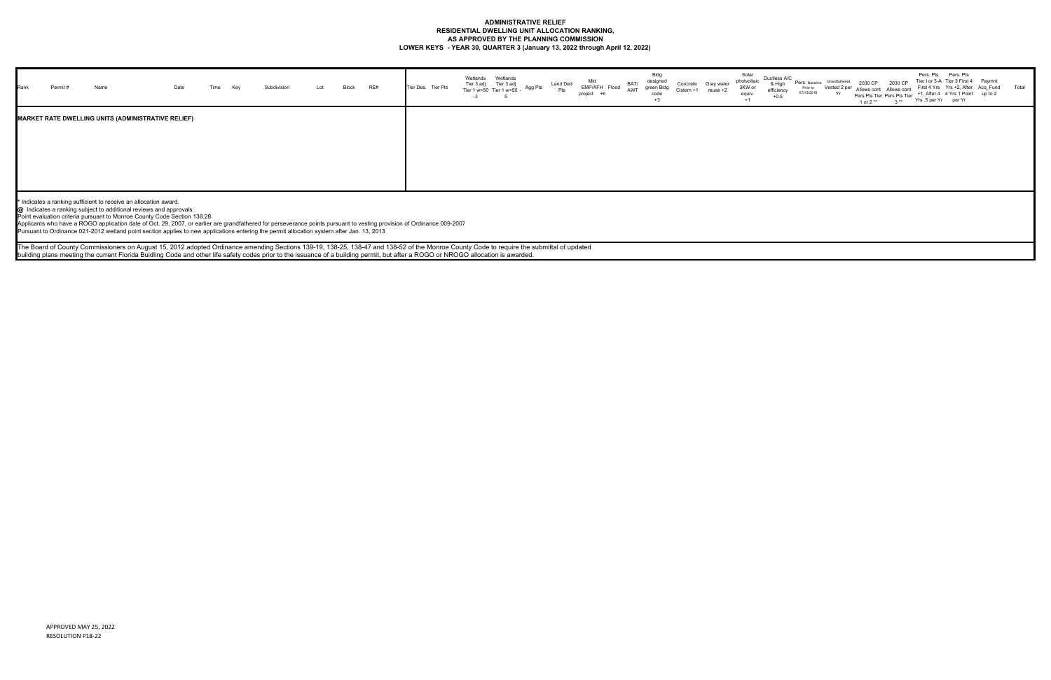**ADMINISTRATIVE RELIEF**
**RESIDENTIAL DWELLING UNIT ALLOCATION RANKING,**
**AS APPROVED BY THE PLANNING COMMISSION**
**LOWER KEYS - YEAR 30, QUARTER 3 (January 13, 2022 through April 12, 2022)**

| Rank | Permit # | Name | Date | Time | Key | Subdivision | Lot | Block | RE# | Tier Des. | Tier Pts | Wetlands Tier 3 adj Tier 1 w>50 -3 | Wetlands Tier 3 adj Tier 1 w<50 - 5 | Agg Pts | Land Ded Pts | Mkt EMP/AFH project +6 | Flood | BAT/ AWT | Bldg designed green Bldg code +3 | Concrete Cistern +1 | Gray water reuse +2 | Solar photovoltaic 3KW or equiv. +1 | Ductless A/C & High efficiency +0.5 | Pers. Baseline Prior to 07/13/2016 | Grandfathered Vested 2 per Yr | 2030 CP Allows cont Pers Pts Tier 1 or 2 ** | 2030 CP Allows cont Pers Pts Tier 3 ** | Pers. Pts Tier I or 3-A First 4 Yrs +1, After 4 Yrs .5 per Yr | Pers. Pts Tier 3 First 4 Yrs +2, After 4 Yrs 1 Point per Yr | Paymnt Acq_Fund up to 2 | Total |
|---|---|---|---|---|---|---|---|---|---|---|---|---|---|---|---|---|---|---|---|---|---|---|---|---|---|---|---|---|---|---|---|
| **MARKET RATE DWELLING UNITS (ADMINISTRATIVE RELIEF)** | | | | | | | | | | | | | | | | | | | | | | | | | | | | | | | |

\* Indicates a ranking sufficient to receive an allocation award.
@ Indicates a ranking subject to additional reviews and approvals.
Point evaluation criteria pursuant to Monroe County Code Section 138.28
Applicants who have a ROGO application date of Oct. 29, 2007, or earlier are grandfathered for perseverance points pursuant to vesting provision of Ordinance 009-2007
Pursuant to Ordinance 021-2012 wetland point section applies to new applications entering the permit allocation system after Jan. 13, 2013

The Board of County Commissioners on August 15, 2012 adopted Ordinance amending Sections 139-19, 138-25, 138-47 and 138-52 of the Monroe County Code to require the submittal of updated building plans meeting the current Florida Buidling Code and other life safety codes prior to the issuance of a building permit, but after a ROGO or NROGO allocation is awarded.

APPROVED MAY 25, 2022
RESOLUTION P18-22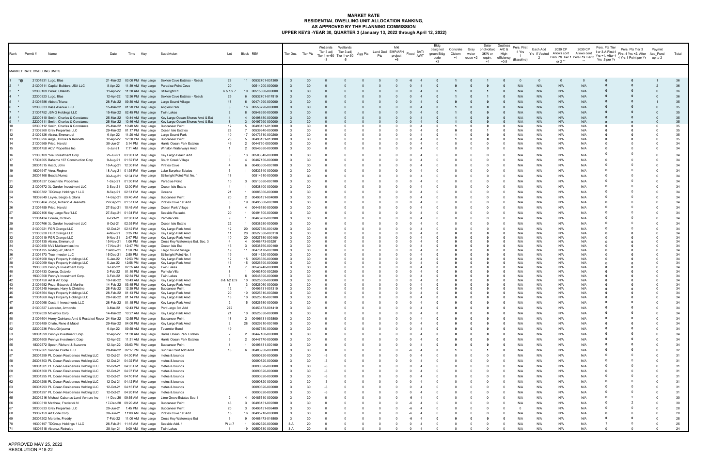# MARKET RATE
## RESIDENTIAL DWELLING UNIT ALLOCATION RANKING,
## AS APPROVED BY THE PLANNING COMMISSION
## UPPER KEYS -YEAR 30, QUARTER 3 (January 13, 2022 through April 12, 2022)

| Rank | Permit # | Name | Date | Time | Key | Subdivision | Lot | Block | RE# | Tier Des. | Tier Pts | Wetlands Tier 3 adj Tier 1 w>50 -3 | Wetlands Tier 3 adj Tier 1 w<50 -5 | Agg Pts | Land Ded Pts | Mkt EMP/AFH project +6 | Flood | BAT/ AWT | Bldg designed green Bldg code +3 | Concrete Cistern +1 | Gray water reuse +2 | Solar photvoltaic 3KW or equiv. +1 | Ductless A/C & High efficiency +0.5 | Pers. First 4 Yrs 1 (Baseline) | Each Add Yrs If Vested 2 | 2030 CP Allows cont Pers Pts Tier 1 or 2 ** | 2030 CP Allows cont Pers Pts Tier 3 ** | Pers. Pts Tier I or 3-A First 4 Yrs +1, After 4 Yrs .5 per Yr | Pers. Pts Tier 3 First 4 Yrs +2. After 4 Yrs 1 Point per Yr | Paymnt Acq_Fund up to 2 | Total |
|---|---|---|---|---|---|---|---|---|---|---|---|---|---|---|---|---|---|---|---|---|---|---|---|---|---|---|---|---|---|---|---|
| MARKET RATE DWELLING UNITS | | | | | | | | | | | | | | | | | | | | | | | | | | | | | | | |
| 1 *@ | 21301831 | Lugo, Blas | 21-Mar-22 | 03:00 PM | Key Largo | Sexton Cove Estates - Resub | 28 | 11 | 00532701-031300 | 3 | 30 | 0 | 0 | 0 | 5 | 0 | -6 | 4 | 0 | 1 | 0 | 1 | 0 | 0 | 0 | 0 | 0 | 0 | 0 | 1 | 36 |
| 2 * | 21300611 | Capital Builders USA LLC | 8-Apr-22 | 11:39 AM | Key Largo | Paradise Point Cove | 20 | | 00514200-000000 | 3 | 30 | 0 | 0 | 0 | 0 | 0 | 0 | 4 | 0 | 0 | 0 | 0 | 0 | N/A | N/A | N/A | N/A | 0 | 0 | 2 | 36 |
| 3 * | 22300109 | Perez, Orlando | 11-Apr-22 | 11:30 AM | Key Largo | Stillwright Pt | 6 & 1/2 7 | 10 | 00515800-000000 | 3 | 30 | 0 | 0 | 0 | 0 | 0 | 0 | 4 | 0 | 1 | 0 | 1 | 0 | N/A | N/A | N/A | N/A | 0 | 0 | 0 | 36 |
| 4 * | 22300323 | Lugo, Blas | 12-Apr-22 | 12:36 PM | Key Largo | Sexton Cove Estates - Resub | 25 | 6 | 00532701-017810 | 3 | 30 | 0 | 0 | 0 | 0 | 0 | 0 | 4 | 0 | 1 | 0 | 1 | 0 | N/A | N/A | N/A | N/A | 0 | 0 | 0 | 36 |
| 5 * | 21301586 | Abbott/Triana | 28-Feb-22 | 09:30 AM | Key Largo | Largo Sound Village | 18 | 6 | 00474990-000000 | 3 | 30 | 0 | 0 | 0 | 0 | 0 | 0 | 4 | 0 | 0 | 0 | 0 | 0 | N/A | N/A | N/A | N/A | 0 | 0 | 1 | 35 |
| 6 * | 22300333 | Bass Avenue LLC | 15-Mar-22 | 01:20 PM | Key Largo | Anglers Park | 3 | 16 | 00553720-000000 | 3 | 30 | 0 | 0 | 0 | 0 | 0 | 0 | 4 | 0 | 1 | 0 | 0 | 0 | N/A | N/A | N/A | N/A | 0 | 0 | 0 | 35 |
| 7 * | 21301752 | JSMG Holdings LLC | 15-Mar-22 | 02:45 PM | Key Largo | Twin Lakes | 2 | 8 | 00548950-000000 | 3 | 30 | 0 | 0 | 0 | 0 | 0 | 0 | 4 | 0 | 1 | 0 | 0 | 0 | N/A | N/A | N/A | N/A | 0 | 0 | 0 | 35 |
| 8 * | 22300110 | Smith, Charles & Constance | 25-Mar-22 | 10:44 AM | Key Largo | Key Largo Ocean Shores Amd & Ext | 4 | 4 | 00498180-000000 | 3 | 30 | 0 | 0 | 0 | 0 | 0 | 0 | 4 | 0 | 1 | 0 | 0 | 0 | N/A | N/A | N/A | N/A | 0 | 0 | 0 | 35 |
| 9 * | 22300111 | Smith, Charles & Constance | 25-Mar-22 | 10:46 AM | Key Largo | Key Largo Ocean Shores Amd & Ext | 8 | 3 | 00497990-000000 | 3 | 30 | 0 | 0 | 0 | 0 | 0 | 0 | 4 | 0 | 1 | 0 | 0 | 0 | N/A | N/A | N/A | N/A | 0 | 0 | 0 | 35 |
| 10 | 22300112 | Smith, Charles & Constance | 25-Mar-22 | 10:48 AM | Key Largo | Buccaneer Point | 12 | 5 | 00496131-013000 | 3 | 30 | 0 | 0 | 0 | 0 | 0 | 0 | 4 | 0 | 1 | 0 | 0 | 0 | N/A | N/A | N/A | N/A | 0 | 0 | 0 | 35 |
| 11 | 21302360 | Grey Properties LLC | 29-Mar-22 | 01:17 PM | Key Largo | Ocean Isle Estates | 28 | 7 | 00539940-000000 | 3 | 30 | 0 | 0 | 0 | 0 | 0 | 0 | 4 | 0 | 0 | 0 | 1 | 0 | N/A | N/A | N/A | N/A | 0 | 0 | 0 | 35 |
| 12 | 21302126 | Alsina, Emmanuel | 6-Apr-22 | 11:20 AM | Key Largo | Largo Sound Park | 10 | 17 | 00473710-000200 | 3 | 30 | 0 | 0 | 0 | 0 | 0 | 0 | 4 | 0 | 1 | 0 | 0 | 0 | N/A | N/A | N/A | N/A | 0 | 0 | 0 | 35 |
| 13 | 22300296 | Angel, Brooks & Kenneth | 12-Apr-22 | 12:30 PM | Key Largo | Buccaneer Point | 20 | 5 | 00496131-013800 | 3 | 30 | 0 | 0 | 0 | 0 | 0 | 0 | 4 | 0 | 1 | 0 | 0 | 0 | N/A | N/A | N/A | N/A | 0 | 0 | 0 | 35 |
| 14 | 21300969 | Fried, Harold | 30-Jun-21 | 3:14 PM | Key Largo | Harris Ocean Park Estates | 46 | 2 | 0044760-000000 | 3 | 30 | 0 | 0 | 0 | 0 | 0 | 0 | 4 | 0 | 0 | 0 | 0 | 0 | N/A | N/A | N/A | N/A | 0 | 0 | 0 | 34 |
| 15 | 20301758 | ACV Properties Inc | 6-Jul-21 | 7:11 AM | Key Largo | Winston Waterways Amd | 1 | 2 | 00546380-000000 | 3 | 30 | 0 | 0 | 0 | 0 | 0 | 0 | 4 | 0 | 0 | 0 | 0 | 0 | N/A | N/A | N/A | N/A | 0 | 0 | 0 | 34 |
| 16 | 21300109 | Yoel Investment Corp | 22-Jul-21 | 03:00 PM | Key Largo | Key Largo Beach Add. | 3 | 13 | 00503340-000000 | 3 | 30 | 0 | 0 | 0 | 0 | 0 | 0 | 4 | 0 | 0 | 0 | 0 | 0 | N/A | N/A | N/A | N/A | 0 | 0 | 0 | 34 |
| 17 | 17304505 | Bahama 167 Construction Corp | 9-Aug-21 | 01:52 PM | Key Largo | South Creek Village | 8 | 4 | 00467150-000000 | 3 | 30 | 0 | 0 | 0 | 0 | 0 | 0 | 4 | 0 | 0 | 0 | 0 | 0 | N/A | N/A | N/A | N/A | 0 | 0 | 0 | 34 |
| 18 | 20301515 | Kocol, John | 18-Aug-21 | 12:30 PM | Key Largo | Pirates Cove | 4 | 6 | 00493600-000100 | 3 | 30 | 0 | 0 | 0 | 0 | 0 | 0 | 4 | 0 | 0 | 0 | 0 | 0 | N/A | N/A | N/A | N/A | 0 | 0 | 0 | 34 |
| 19 | 19301947 | Vera, Regino | 18-Aug-21 | 01:35 PM | Key Largo | Lake Surprise Estates | 5 | 1 | 00533640-000000 | 3 | 30 | 0 | 0 | 0 | 0 | 0 | 0 | 4 | 0 | 0 | 0 | 0 | 0 | N/A | N/A | N/A | N/A | 0 | 0 | 0 | 34 |
| 20 | 20301168 | Boada/Nunez | 30-Aug-21 | 12:34 PM | Key Largo | Stillwright Point Plat No. 1 | 18 | | 00514510-000000 | 3 | 30 | 0 | 0 | 0 | 0 | 0 | 0 | 4 | 0 | 0 | 0 | 0 | 0 | N/A | N/A | N/A | N/A | 0 | 0 | 0 | 34 |
| 21 | 20301537 | Conchrete Properties | 1-Sep-21 | 01:00 PM | Key Largo | Paradise Point | 10 | 3 | 00513580-000100 | 3 | 30 | 0 | 0 | 0 | 0 | 0 | 0 | 4 | 0 | 0 | 0 | 0 | 0 | N/A | N/A | N/A | N/A | 0 | 0 | 0 | 34 |
| 22 | 21300672 | 3L Garden Investment LLC | 3-Sep-21 | 12:00 PM | Key Largo | Ocean Isle Estate | 4 | 1 | 00538100-000000 | 3 | 30 | 0 | 0 | 0 | 0 | 0 | 0 | 4 | 0 | 0 | 0 | 0 | 0 | N/A | N/A | N/A | N/A | 0 | 0 | 0 | 34 |
| 23 | 16305782 | TDGroup Holdings 1 LLC | 8-Sep-21 | 02:51 PM | Key Largo | Oceana | 21 | 1 | 00085660-000000 | 3 | 30 | 0 | 0 | 0 | 0 | 0 | 0 | 4 | 0 | 0 | 0 | 0 | 0 | N/A | N/A | N/A | N/A | 0 | 0 | 0 | 34 |
| 24 | 18302649 | Leyva, Sergio & Gloria | 14-Sep-21 | 09:40 AM | Key Largo | Buccaneer Point | 20 | 2 | 00496131-004000 | 3 | 30 | 0 | 0 | 0 | 0 | 0 | 0 | 4 | 0 | 0 | 0 | 0 | 0 | N/A | N/A | N/A | N/A | 0 | 0 | 0 | 34 |
| 25 | 21300464 | Jorge, Roberto & Jeanette | 22-Sep-21 | 01:57 PM | Key Largo | Pirates Cove 1st Add. | 8 | 19 | 00495660-000100 | 3 | 30 | 0 | 0 | 0 | 0 | 0 | 0 | 4 | 0 | 0 | 0 | 0 | 0 | N/A | N/A | N/A | N/A | 0 | 0 | 0 | 34 |
| 26 | 21301459 | Fried, Harold | 27-Sep-21 | 10:45 AM | Key Largo | Ocean Park Village | 8 | 4 | 00446180-000000 | 3 | 30 | 0 | 0 | 0 | 0 | 0 | 0 | 4 | 0 | 0 | 0 | 0 | 0 | N/A | N/A | N/A | N/A | 0 | 0 | 0 | 34 |
| 27 | 20302106 | Key Largo Reef LLC | 27-Sep-21 | 01:34 PM | Key Largo | Seaside Re-subd. | 20 | 1 | 00491800-000000 | 3 | 30 | 0 | 0 | 0 | 0 | 0 | 0 | 4 | 0 | 0 | 0 | 0 | 0 | N/A | N/A | N/A | N/A | 0 | 0 | 0 | 34 |
| 28 | 21301434 | Correa, Octavio | 6-Oct-21 | 02:00 PM | Key Largo | Pamela Villa | 9 | 1 | 00463700-000300 | 3 | 30 | 0 | 0 | 0 | 0 | 0 | 0 | 4 | 0 | 0 | 0 | 0 | 0 | N/A | N/A | N/A | N/A | 0 | 0 | 0 | 34 |
| 29 | 21300766 | 3L Garden Investment LLC | 8-Oct-21 | 02:35 PM | Key Largo | Ocean Isle Estate | 22 | 1 | 00538280-000000 | 3 | 30 | 0 | 0 | 0 | 0 | 0 | 0 | 4 | 0 | 0 | 0 | 0 | 0 | N/A | N/A | N/A | N/A | 0 | 0 | 0 | 34 |
| 30 | 21300921 | FGR Orange LLC | 12-Oct-21 | 02:12 PM | Key Largo | Key Largo Park Amd. | 12 | 20 | 00527680-000120 | 3 | 30 | 0 | 0 | 0 | 0 | 0 | 0 | 4 | 0 | 0 | 0 | 0 | 0 | N/A | N/A | N/A | N/A | 0 | 0 | 0 | 34 |
| 31 | 21300920 | FGR Orange LLC | 4-Nov-21 | 3:35 PM | Key Largo | Key Largo Park Amd | 11 | 20 | 00527680-000110 | 3 | 30 | 0 | 0 | 0 | 0 | 0 | 0 | 4 | 0 | 0 | 0 | 0 | 0 | N/A | N/A | N/A | N/A | 0 | 0 | 0 | 34 |
| 32 | 21300919 | FGR Orange LLC | 9-Nov-21 | 2:47 PM | Key Largo | Key Largo Park Amd | 10 | 20 | 00527680-000100 | 3 | 30 | 0 | 0 | 0 | 0 | 0 | 0 | 4 | 0 | 0 | 0 | 0 | 0 | N/A | N/A | N/A | N/A | 0 | 0 | 0 | 34 |
| 33 | 21301135 | Alsina, Emmanuel | 15-Nov-21 | 1:06 PM | Key Largo | Cross Key Waterways Est. Sec. 3 | 4 | 4 | 00468473-005201 | 3 | 30 | 0 | 0 | 0 | 0 | 0 | 0 | 4 | 0 | 0 | 0 | 0 | 0 | N/A | N/A | N/A | N/A | 0 | 0 | 0 | 34 |
| 34 | 21300450 | NVJ Multiservices Inc | 17-Nov-21 | 12:47 PM | Key Largo | Ocean Isle Est. | 15 | 3 | 00538760-000100 | 3 | 30 | 0 | 0 | 0 | 0 | 0 | 0 | 4 | 0 | 0 | 0 | 0 | 0 | N/A | N/A | N/A | N/A | 0 | 0 | 0 | 34 |
| 35 | 21301795 | Rodriguez, Miriam | 19-Nov-21 | 1:50 PM | Key Largo | Largo Sound Village | 19 | 11 | 00476170-000100 | 3 | 30 | 0 | 0 | 0 | 0 | 0 | 0 | 4 | 0 | 0 | 0 | 0 | 0 | N/A | N/A | N/A | N/A | 0 | 0 | 0 | 34 |
| 36 | 21301173 | True Investor LLC | 15-Dec-21 | 2:50 PM | Key Largo | Stillwright Point No. 1 | 19 | | 00514520-000000 | 3 | 30 | 0 | 0 | 0 | 0 | 0 | 0 | 4 | 0 | 0 | 0 | 0 | 0 | N/A | N/A | N/A | N/A | 0 | 0 | 0 | 34 |
| 37 | 21301968 | Keys Property Holdings LLC | 5-Jan-22 | 12:53 PM | Key Largo | Key Largo Park Amd | 12 | 15 | 00526680-000000 | 3 | 30 | 0 | 0 | 0 | 0 | 0 | 0 | 4 | 0 | 0 | 0 | 0 | 0 | N/A | N/A | N/A | N/A | 0 | 0 | 0 | 34 |
| 38 | 21302069 | Keys Property Holdings LLC | 5-Jan-22 | 12:58 PM | Key Largo | Key Largo Park Amd | 13 | 15 | 00526690-000000 | 3 | 30 | 0 | 0 | 0 | 0 | 0 | 0 | 4 | 0 | 0 | 0 | 0 | 0 | N/A | N/A | N/A | N/A | 0 | 0 | 0 | 34 |
| 39 | 19300509 | Penny's Investment Corp. | 3-Feb-22 | 02:35 AM | Key Largo | Twin Lakes | 5 | 7 | 00548740-000000 | 3 | 30 | 0 | 0 | 0 | 0 | 0 | 0 | 4 | 0 | 0 | 0 | 0 | 0 | N/A | N/A | N/A | N/A | 0 | 0 | 0 | 34 |
| 40 | 21301433 | Correa, Octavio | 3-Feb-22 | 01:10 PM | Key Largo | Pamela Villa | 8 | 1 | 00463700-000200 | 3 | 30 | 0 | 0 | 0 | 0 | 0 | 0 | 4 | 0 | 0 | 0 | 0 | 0 | N/A | N/A | N/A | N/A | 0 | 0 | 0 | 34 |
| 41 | 19300508 | Penny's Investment Corp. | 3-Feb-22 | 02:34 PM | Key Largo | Twin Lakes | 6 | 6 | 00548690-000000 | 3 | 30 | 0 | 0 | 0 | 0 | 0 | 0 | 4 | 0 | 0 | 0 | 0 | 0 | N/A | N/A | N/A | N/A | 0 | 0 | 0 | 34 |
| 42 | 21301750 | Art & Art Corp | 10-Feb-22 | 10:43 AM | Key Largo | Key Largo Park Amd | 8 & 1/2 Lt 9 | 10 | 00525500-000000 | 3 | 30 | 0 | 0 | 0 | 0 | 0 | 0 | 4 | 0 | 0 | 0 | 0 | 0 | N/A | N/A | N/A | N/A | 0 | 0 | 0 | 34 |
| 43 | 21301982 | Pozo, Eduardo & Martha | 14-Feb-22 | 03:45 PM | Key Largo | Key Largo Park Amd | 8 | 13 | 00526060-000000 | 3 | 30 | 0 | 0 | 0 | 0 | 0 | 0 | 4 | 0 | 0 | 0 | 0 | 0 | N/A | N/A | N/A | N/A | 0 | 0 | 0 | 34 |
| 44 | 21301245 | Haroun, Hany & Christine | 28-Feb-22 | 12:39 PM | Key Largo | Buccaneer Point | 12 | 1 | 00496131-001310 | 3 | 30 | 0 | 0 | 0 | 0 | 0 | 0 | 4 | 0 | 0 | 0 | 0 | 0 | N/A | N/A | N/A | N/A | 0 | 0 | 0 | 34 |
| 45 | 21301564 | Keys Property Holdings LLC | 28-Feb-22 | 01:13 PM | Key Largo | Key Largo Park Amd | 20 | 10 | 00525610-000200 | 3 | 30 | 0 | 0 | 0 | 0 | 0 | 0 | 4 | 0 | 0 | 0 | 0 | 0 | N/A | N/A | N/A | N/A | 0 | 0 | 0 | 34 |
| 46 | 21301660 | Keys Property Holdings LLC | 28-Feb-22 | 01:14 PM | Key Largo | Key Largo Park Amd | 18 | 10 | 00525610-000100 | 3 | 30 | 0 | 0 | 0 | 0 | 0 | 0 | 4 | 0 | 0 | 0 | 0 | 0 | N/A | N/A | N/A | N/A | 0 | 0 | 0 | 34 |
| 47 | 21302068 | Costa II Investments LLC | 28-Feb-22 | 01:15 PM | Key Largo | Key Largo Park Amd | 2 | 15 | 00526580-000000 | 3 | 30 | 0 | 0 | 0 | 0 | 0 | 0 | 4 | 0 | 0 | 0 | 0 | 0 | N/A | N/A | N/A | N/A | 0 | 0 | 0 | 34 |
| 48 | 21300827 | Labrador, Armondo | 3-Mar-22 | 12:43 PM | Key Largo | Port Largo 3rd Add | 272 | | 00453473-001410 | 3 | 30 | 0 | 0 | 0 | 0 | 0 | 0 | 4 | 0 | 0 | 0 | 0 | 0 | N/A | N/A | N/A | N/A | 0 | 0 | 0 | 34 |
| 49 | 21302029 | Moleiro's Corp | 14-Mar-22 | 10:27 AM | Key Largo | Key Largo Park Amd | 21 | 10 | 00525630-000000 | 3 | 30 | 0 | 0 | 0 | 0 | 0 | 0 | 4 | 0 | 0 | 0 | 0 | 0 | N/A | N/A | N/A | N/A | 0 | 0 | 0 | 34 |
| 50 | 21301604 | Henry Quintana Amd & Restated Revoc | 24-Mar-22 | 12:55 PM | Key Largo | Buccaneer Point | 18 | 2 | 00496131-003800 | 3 | 30 | 0 | 0 | 0 | 0 | 0 | 0 | 4 | 0 | 0 | 0 | 0 | 0 | N/A | N/A | N/A | N/A | 0 | 0 | 0 | 34 |
| 51 | 21302489 | Onate, Rene & Mabel | 29-Mar-22 | 04:00 PM | Key Largo | Key Largo Park Amd | 2 | 28 | 00529210-000100 | 3 | 30 | 0 | 0 | 0 | 0 | 0 | 0 | 4 | 0 | 0 | 0 | 0 | 0 | N/A | N/A | N/A | N/A | 0 | 0 | 0 | 34 |
| 52 | 22300236 | Fried/Ginjauma | 6-Apr-22 | 09:58 AM | Key Largo | Tavernier Bend | 19 | | 00487380-000000 | 3 | 30 | 0 | 0 | 0 | 0 | 0 | 0 | 4 | 0 | 0 | 0 | 0 | 0 | N/A | N/A | N/A | N/A | 0 | 0 | 0 | 34 |
| 53 | 20301599 | Pennys Investment Corp | 12-Apr-22 | 11:30 AM | Key Largo | Harris Ocean Park Estates | 2 | 2 | 00447160-000000 | 3 | 30 | 0 | 0 | 0 | 0 | 0 | 0 | 4 | 0 | 0 | 0 | 0 | 0 | N/A | N/A | N/A | N/A | 0 | 0 | 0 | 34 |
| 54 | 20301600 | Pennys Investment Corp | 12-Apr-22 | 11:31 AM | Key Largo | Harris Ocean Park Estates | 3 | 2 | 00447170-000000 | 3 | 30 | 0 | 0 | 0 | 0 | 0 | 0 | 4 | 0 | 0 | 0 | 0 | 0 | N/A | N/A | N/A | N/A | 0 | 0 | 0 | 34 |
| 55 | 18302572 | Speer, Richard & Suzanne | 12-Apr-22 | 03:03 PM | Key Largo | Buccaneer Point | 1 | 1 | 00496131-000100 | 3 | 30 | 0 | 0 | 0 | 0 | 0 | 0 | 4 | 0 | 0 | 0 | 0 | 0 | N/A | N/A | N/A | N/A | 0 | 0 | 0 | 34 |
| 56 | 21302361 | Sunrise Pointe LLC | 28-Mar-22 | 02:17 PM | Key Largo | Sunrise Point Add Amd | 18 | 6 | 00483950-000000 | 3 | 30 | 0 | 0 | 0 | 0 | 0 | -6 | 4 | 0 | 1 | 2 | 1 | 0 | N/A | N/A | N/A | N/A | 0 | 0 | 0 | 32 |
| 57 | 20301299 | PL Ocean Residences Holding LLC | 12-Oct-21 | 04:00 PM | Key Largo | metes & bounds | | | 00090820-000000 | 3 | 30 | -3 | 0 | 0 | 0 | 0 | 0 | 4 | 0 | 0 | 0 | 0 | 0 | N/A | N/A | N/A | N/A | 0 | 0 | 0 | 31 |
| 58 | 20301303 | PL Ocean Residences Holding LLC | 12-Oct-21 | 04:02 PM | Key Largo | metes & bounds | | | 00090820-000000 | 3 | 30 | -3 | 0 | 0 | 0 | 0 | 0 | 4 | 0 | 0 | 0 | 0 | 0 | N/A | N/A | N/A | N/A | 0 | 0 | 0 | 31 |
| 59 | 20301301 | PL Ocean Residences Holding LLC | 12-Oct-21 | 04:05 PM | Key Largo | metes & bounds | | | 00090820-000000 | 3 | 30 | -3 | 0 | 0 | 0 | 0 | 0 | 4 | 0 | 0 | 0 | 0 | 0 | N/A | N/A | N/A | N/A | 0 | 0 | 0 | 31 |
| 60 | 20301300 | PL Ocean Residences Holding LLC | 12-Oct-21 | 04:07 PM | Key Largo | metes & bounds | | | 00090820-000000 | 3 | 30 | -3 | 0 | 0 | 0 | 0 | 0 | 4 | 0 | 0 | 0 | 0 | 0 | N/A | N/A | N/A | N/A | 0 | 0 | 0 | 31 |
| 61 | 20301295 | PL Ocean Residences Holding LLC | 12-Oct-21 | 04:10 PM | Key Largo | metes & bounds | | | 00090820-000000 | 3 | 30 | -3 | 0 | 0 | 0 | 0 | 0 | 4 | 0 | 0 | 0 | 0 | 0 | N/A | N/A | N/A | N/A | 0 | 0 | 0 | 31 |
| 62 | 20301298 | PL Ocean Residences Holding LLC | 12-Oct-21 | 04:12 PM | Key Largo | metes & bounds | | | 00090820-000000 | 3 | 30 | -3 | 0 | 0 | 0 | 0 | 0 | 4 | 0 | 0 | 0 | 0 | 0 | N/A | N/A | N/A | N/A | 0 | 0 | 0 | 31 |
| 63 | 20301293 | PL Ocean Residences Holding LLC | 12-Oct-21 | 04:15 PM | Key Largo | metes & bounds | | | 00090820-000000 | 3 | 30 | -3 | 0 | 0 | 0 | 0 | 0 | 4 | 0 | 0 | 0 | 0 | 0 | N/A | N/A | N/A | N/A | 0 | 0 | 0 | 31 |
| 64 | 20301297 | PL Ocean Residences Holding LLC | 12-Oct-21 | 04:20 PM | Key Largo | metes & bounds | | | 00090820-000000 | 3 | 30 | -3 | 0 | 0 | 0 | 0 | 0 | 4 | 0 | 0 | 0 | 0 | 0 | N/A | N/A | N/A | N/A | 0 | 0 | 0 | 31 |
| 65 | 20301216 | Michael Cabanas Land Venture Inc | 14-Dec-20 | 09:55 AM | Key Largo | Lime Grove Estates Sec 1 | 2 | 4 | 00485510-000000 | 3 | 30 | 0 | 0 | 0 | 0 | 0 | -6 | 4 | 0 | 0 | 0 | 0 | 0 | N/A | N/A | N/A | N/A | 0 | 2 | 0 | 30 |
| 66 | 20300310 | Matthew, Frederick N | 17-Dec-20 | 09:20 AM | Key Largo | Buccaneer Point | 48 | 3 | 00496131-009200 | 3 | 30 | 0 | 0 | 0 | 0 | 0 | -6 | 4 | 0 | 0 | 0 | 0 | 0 | N/A | N/A | N/A | N/A | 0 | 2 | 0 | 30 |
| 67 | 20300633 | Grey Properties LLC | 29-Jun-21 | 1:45 PM | Key Largo | Buccaneer Point | 20 | 3 | 00496131-006400 | 3 | 30 | 0 | 0 | 0 | 0 | 0 | -6 | 4 | 0 | 0 | 0 | 0 | 0 | N/A | N/A | N/A | N/A | 0 | 0 | 0 | 28 |
| 68 | 19302159 | Art Code Corp | 30-Jun-21 | 11:00 AM | Key Largo | Pirates Cove 1st Add. | 15 | 16 | 00495210-000000 | 3 | 30 | 0 | 0 | 0 | 0 | 0 | -6 | 4 | 0 | 0 | 0 | 0 | 0 | N/A | N/A | N/A | N/A | 0 | 0 | 0 | 28 |
| 69 | 20301202 | Marante, Freddy | 7-Feb-22 | 11:00 AM | Key Largo | Cross Key Waterways Est | 6 | 9 | 00468473-016800 | 3 | 30 | 0 | 0 | 0 | 0 | 0 | -6 | 4 | 0 | 0 | 0 | 0 | 0 | N/A | N/A | N/A | N/A | 0 | 0 | 0 | 28 |
| 70 | 19300197 | TDGroup Holdings 1 LLC | 26-Feb-21 | 11:15 AM | Key Largo | Seaside Add. 1 | Pt Lt 7 | 1 | 00492520-000000 | 3-A | 20 | 0 | 0 | 0 | 0 | 0 | 0 | 4 | 0 | 0 | 0 | 0 | 0 | N/A | N/A | N/A | N/A | 1 | 0 | 0 | 25 |
| 71 | 18301518 | Alvarez, Reinaldo | 28-Apr-21 | 9:00 AM | Key Largo | Twin Lakes | 1 | 19 | 00550530-000000 | 3-A | 20 | 0 | 0 | 0 | 0 | 0 | 0 | 4 | 0 | 0 | 0 | 0 | 0 | N/A | N/A | N/A | N/A | 0 | 0 | 0 | 24 |

APPROVED MAY 25, 2022
RESOLUTION P18-22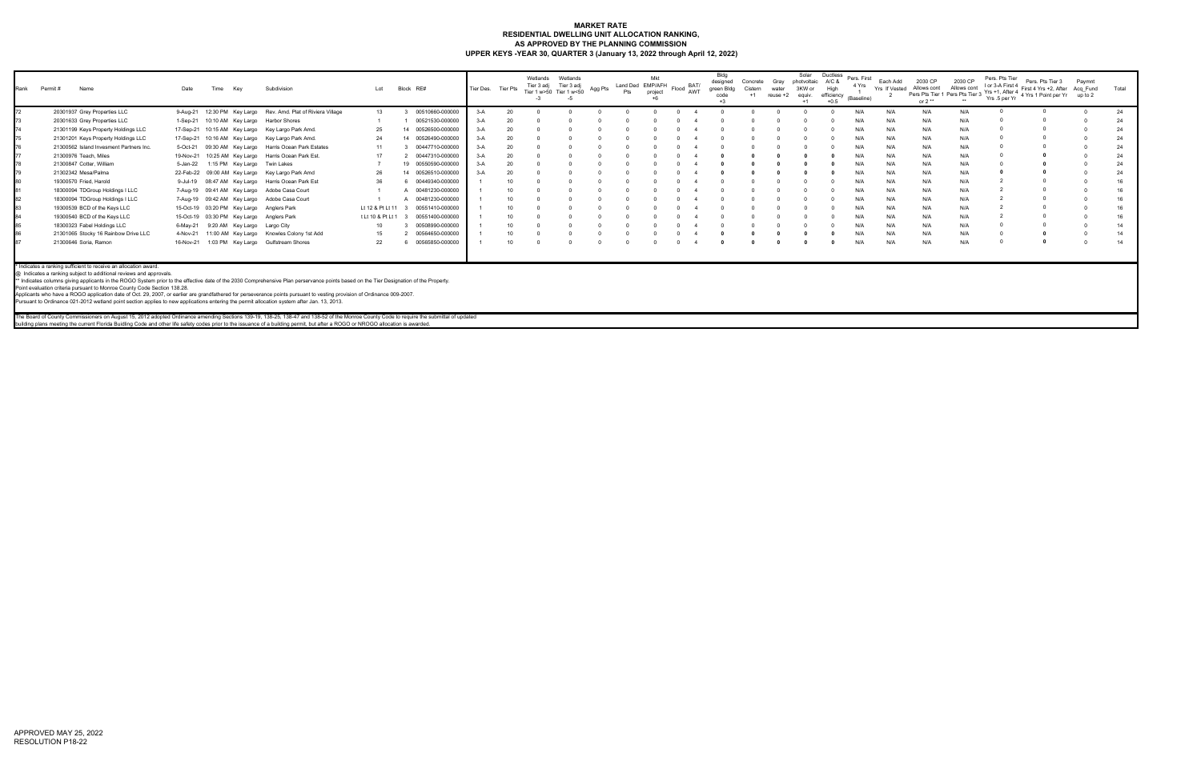# MARKET RATE
## RESIDENTIAL DWELLING UNIT ALLOCATION RANKING,
## AS APPROVED BY THE PLANNING COMMISSION
## UPPER KEYS -YEAR 30, QUARTER 3 (January 13, 2022 through April 12, 2022)

| Rank | Permit # | Name | Date | Time | Key | Subdivision | Lot | Block | RE# | Tier Des. | Tier Pts | Wetlands Tier 3 adj Tier 1 w>50 -3 | Wetlands Tier 3 adj Tier 1 w<50 -5 | Agg Pts | Land Ded Pts | Mkt EMP/AFH project +6 | Flood | BAT/ AWT | Bldg designed green Bldg code +3 | Concrete Cistern +1 | Gray water reuse +2 | Solar photvoltaic 3KW or equiv. +1 | Ductless A/C & High efficiency +0.5 | Pers. First 4 Yrs 1 (Baseline) | Each Add Yrs If Vested 2 | 2030 CP Allows cont Pers Pts Tier 1 or 2 ** | 2030 CP Allows cont Pers Pts Tier 3 ** | Pers. Pts Tier I or 3-A First 4 Yrs +1, After 4 Yrs .5 per Yr | Pers. Pts Tier 3 First 4 Yrs +2, After 4 Yrs 1 Point per Yr | Paymnt Acq_Fund up to 2 | Total |
|---|---|---|---|---|---|---|---|---|---|---|---|---|---|---|---|---|---|---|---|---|---|---|---|---|---|---|---|---|---|---|---|
| 72 | 20301937 | Grey Properties LLC | 9-Aug-21 | 12:30 PM | Key Largo | Rev. Amd. Plat of Riviera Village | 13 | 3 | 00510660-000000 | 3-A | 20 | 0 | 0 | 0 | 0 | 0 | 0 | 4 | 0 | 0 | 0 | 0 | 0 | N/A | N/A | N/A | N/A | 0 | 0 | 0 | 24 |
| 73 | 20301633 | Grey Properties LLC | 1-Sep-21 | 10:10 AM | Key Largo | Harbor Shores | 1 | 1 | 00521530-000000 | 3-A | 20 | 0 | 0 | 0 | 0 | 0 | 0 | 4 | 0 | 0 | 0 | 0 | 0 | N/A | N/A | N/A | N/A | 0 | 0 | 0 | 24 |
| 74 | 21301199 | Keys Property Holdings LLC | 17-Sep-21 | 10:15 AM | Key Largo | Key Largo Park Amd. | 25 | 14 | 00526500-000000 | 3-A | 20 | 0 | 0 | 0 | 0 | 0 | 0 | 4 | 0 | 0 | 0 | 0 | 0 | N/A | N/A | N/A | N/A | 0 | 0 | 0 | 24 |
| 75 | 21301201 | Keys Property Holdings LLC | 17-Sep-21 | 10:16 AM | Key Largo | Key Largo Park Amd. | 24 | 14 | 00526490-000000 | 3-A | 20 | 0 | 0 | 0 | 0 | 0 | 0 | 4 | 0 | 0 | 0 | 0 | 0 | N/A | N/A | N/A | N/A | 0 | 0 | 0 | 24 |
| 76 | 21300562 | Island Invesment Partners Inc. | 5-Oct-21 | 09:30 AM | Key Largo | Harris Ocean Park Estates | 11 | 3 | 00447710-000000 | 3-A | 20 | 0 | 0 | 0 | 0 | 0 | 0 | 4 | 0 | 0 | 0 | 0 | 0 | N/A | N/A | N/A | N/A | 0 | 0 | 0 | 24 |
| 77 | 21300976 | Teach, Miles | 19-Nov-21 | 10:25 AM | Key Largo | Harris Ocean Park Est. | 17 | 2 | 00447310-000000 | 3-A | 20 | 0 | 0 | 0 | 0 | 0 | 0 | 4 | 0 | 0 | 0 | 0 | 0 | N/A | N/A | N/A | N/A | 0 | 0 | 0 | 24 |
| 78 | 21300847 | Cotter, William | 5-Jan-22 | 1:15 PM | Key Largo | Twin Lakes | 7 | 19 | 00550590-000000 | 3-A | 20 | 0 | 0 | 0 | 0 | 0 | 0 | 4 | 0 | 0 | 0 | 0 | 0 | N/A | N/A | N/A | N/A | 0 | 0 | 0 | 24 |
| 79 | 21302342 | Mesa/Palma | 22-Feb-22 | 09:00 AM | Key Largo | Key Largo Park Amd | 26 | 14 | 00526510-000000 | 3-A | 20 | 0 | 0 | 0 | 0 | 0 | 0 | 4 | 0 | 0 | 0 | 0 | 0 | N/A | N/A | N/A | N/A | 0 | 0 | 0 | 24 |
| 80 | 19300570 | Fried, Harold | 9-Jul-19 | 08:47 AM | Key Largo | Harris Ocean Park Est | 36 | 6 | 00449340-000000 | 1 | 10 | 0 | 0 | 0 | 0 | 0 | 0 | 4 | 0 | 0 | 0 | 0 | 0 | N/A | N/A | N/A | N/A | 2 | 0 | 0 | 16 |
| 81 | 18300094 | TDGroup Holdings I LLC | 7-Aug-19 | 09:41 AM | Key Largo | Adobe Casa Court | 1 | A | 00481230-000000 | 1 | 10 | 0 | 0 | 0 | 0 | 0 | 0 | 4 | 0 | 0 | 0 | 0 | 0 | N/A | N/A | N/A | N/A | 2 | 0 | 0 | 16 |
| 82 | 18300094 | TDGroup Holdings I LLC | 7-Aug-19 | 09:42 AM | Key Largo | Adobe Casa Court | 1 | A | 00481230-000000 | 1 | 10 | 0 | 0 | 0 | 0 | 0 | 0 | 4 | 0 | 0 | 0 | 0 | 0 | N/A | N/A | N/A | N/A | 2 | 0 | 0 | 16 |
| 83 | 19300539 | BCD of the Keys LLC | 15-Oct-19 | 03:20 PM | Key Largo | Anglers Park | Lt 12 & Pt Lt 11 | 3 | 00551410-000000 | 1 | 10 | 0 | 0 | 0 | 0 | 0 | 0 | 4 | 0 | 0 | 0 | 0 | 0 | N/A | N/A | N/A | N/A | 2 | 0 | 0 | 16 |
| 84 | 19300540 | BCD of the Keys LLC | 15-Oct-19 | 03:30 PM | Key Largo | Anglers Park | t Lt 10 & Pt Lt 1 | 3 | 00551400-000000 | 1 | 10 | 0 | 0 | 0 | 0 | 0 | 0 | 4 | 0 | 0 | 0 | 0 | 0 | N/A | N/A | N/A | N/A | 2 | 0 | 0 | 16 |
| 85 | 18300323 | Fabel Holdings LLC | 6-May-21 | 9:20 AM | Key Largo | Largo City | 10 | 3 | 00508990-000000 | 1 | 10 | 0 | 0 | 0 | 0 | 0 | 0 | 4 | 0 | 0 | 0 | 0 | 0 | N/A | N/A | N/A | N/A | 0 | 0 | 0 | 14 |
| 86 | 21301065 | Stocky 16 Rainbow Drive LLC | 4-Nov-21 | 11:00 AM | Key Largo | Knowles Colony 1st Add | 15 | 2 | 00564650-000000 | 1 | 10 | 0 | 0 | 0 | 0 | 0 | 0 | 4 | 0 | 0 | 0 | 0 | 0 | N/A | N/A | N/A | N/A | 0 | 0 | 0 | 14 |
| 87 | 21300646 | Soria, Ramon | 16-Nov-21 | 1:03 PM | Key Largo | Gulfstream Shores | 22 | 6 | 00565850-000000 | 1 | 10 | 0 | 0 | 0 | 0 | 0 | 0 | 4 | 0 | 0 | 0 | 0 | 0 | N/A | N/A | N/A | N/A | 0 | 0 | 0 | 14 |

* Indicates a ranking sufficient to receive an allocation award.
@ Indicates a ranking subject to additional reviews and approvals.
** Indicates columns giving applicants in the ROGO System prior to the effective date of the 2030 Comprehensive Plan perservance points based on the Tier Designation of the Property.
Point evaluation criteria pursuant to Monroe County Code Section 138.28.
Applicants who have a ROGO application date of Oct. 29, 2007, or earlier are grandfathered for perseverance points pursuant to vesting provision of Ordinance 009-2007.
Pursuant to Ordinance 021-2012 wetland point section applies to new applications entering the permit allocation system after Jan. 13, 2013.

The Board of County Commissioners on August 15, 2012 adopted Ordinance amending Sections 139-19, 138-25, 138-47 and 138-52 of the Monroe County Code to require the submittal of updated building plans meeting the current Florida Buidling Code and other life safety codes prior to the issuance of a building permit, but after a ROGO or NROGO allocation is awarded.

APPROVED MAY 25, 2022
RESOLUTION P18-22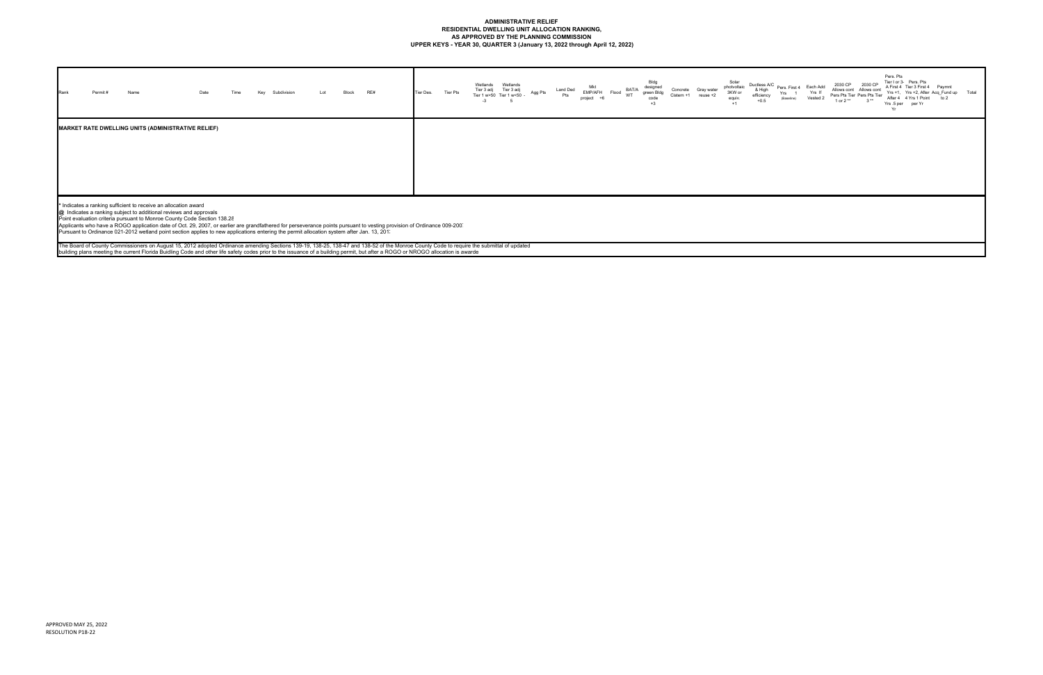**ADMINISTRATIVE RELIEF**
**RESIDENTIAL DWELLING UNIT ALLOCATION RANKING,**
**AS APPROVED BY THE PLANNING COMMISSION**
**UPPER KEYS - YEAR 30, QUARTER 3 (January 13, 2022 through April 12, 2022)**

| Rank | Permit # | Name | Date | Time | Key | Subdivision | Lot | Block | RE# | Tier Des. | Tier Pts | Wetlands Tier 3 adj Tier 1 w>50 -3 | Wetlands Tier 3 adj Tier 1 w<50 -5 | Agg Pts | Land Ded Pts | Mkt EMP/AFH project +6 | Flood | BAT/A WT | Bldg designed green Bldg code +3 | Concrete Cistern +1 | Gray water reuse +2 | Solar photovoltaic 3KW or equiv. +1 | Ductless A/C & High efficiency +0.5 | Pers. First 4 Yrs 1 (baseline) | Each Add Yrs If Vested 2 | 2030 CP Allows cont Pers Pts Tier 1 or 2 ** | 2030 CP Allows cont Pers Pts Tier 3 ** | Pers. Pts Tier I or 3- A First 4 Yrs +1, After 4 Yrs .5 per Yr | Pers. Pts Tier 3 First 4 Yrs +2, After 4 Yrs 1 Point per Yr | Paymnt Acq_Fund up to 2 | Total |
|---|---|---|---|---|---|---|---|---|---|---|---|---|---|---|---|---|---|---|---|---|---|---|---|---|---|---|---|---|---|---|---|
| **MARKET RATE DWELLING UNITS (ADMINISTRATIVE RELIEF)** | | | | | | | | | | | | | | | | | | | | | | | | | | | | | | | |

\* Indicates a ranking sufficient to receive an allocation award
@ Indicates a ranking subject to additional reviews and approvals
Point evaluation criteria pursuant to Monroe County Code Section 138.28
Applicants who have a ROGO application date of Oct. 29, 2007, or earlier are grandfathered for perseverance points pursuant to vesting provision of Ordinance 009-2007
Pursuant to Ordinance 021-2012 wetland point section applies to new applications entering the permit allocation system after Jan. 13, 2013

The Board of County Commissioners on August 15, 2012 adopted Ordinance amending Sections 139-19, 138-25, 138-47 and 138-52 of the Monroe County Code to require the submittal of updated building plans meeting the current Florida Buidling Code and other life safety codes prior to the issuance of a building permit, but after a ROGO or NROGO allocation is awarde

APPROVED MAY 25, 2022
RESOLUTION P18-22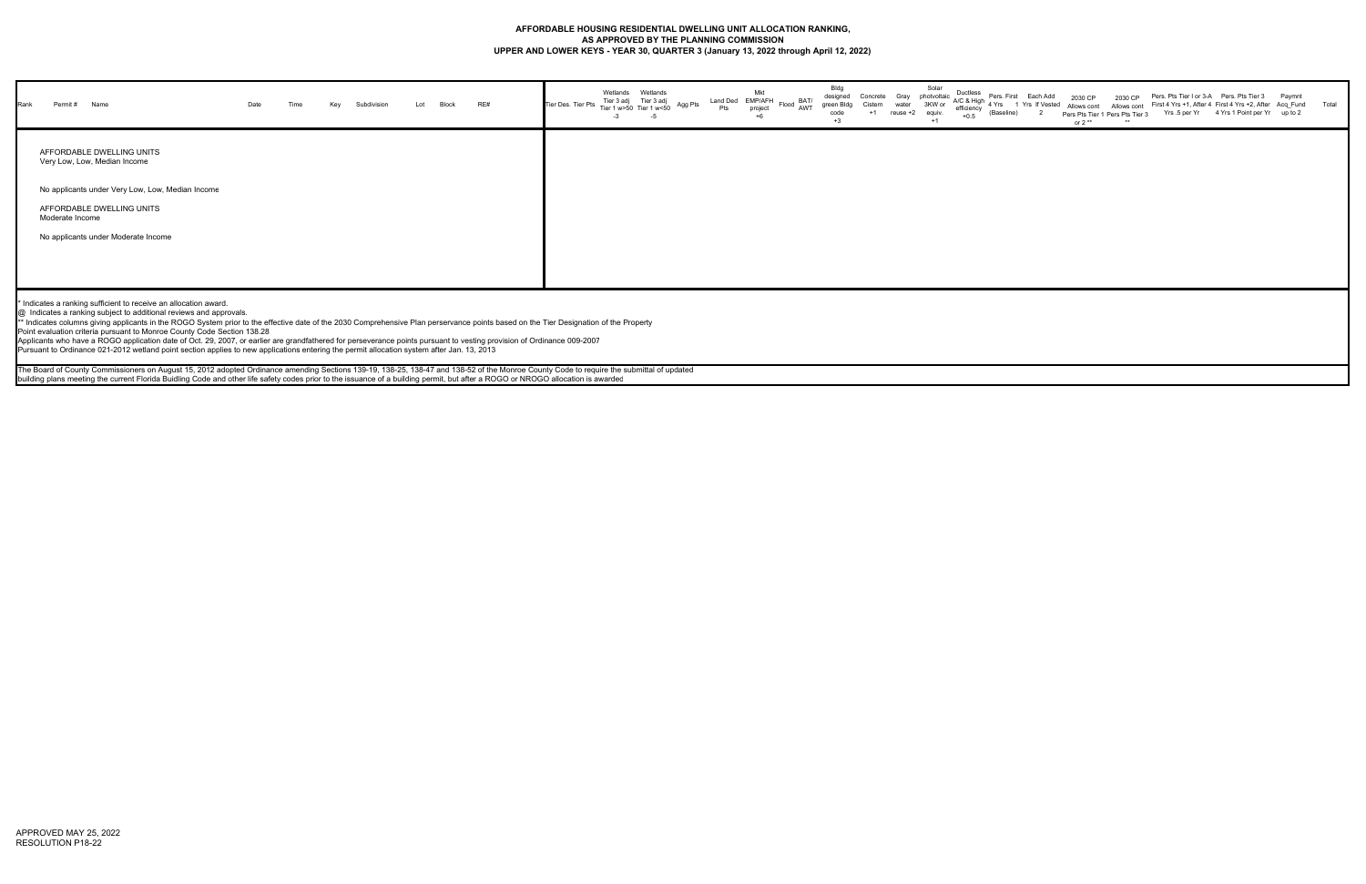# AFFORDABLE HOUSING RESIDENTIAL DWELLING UNIT ALLOCATION RANKING, AS APPROVED BY THE PLANNING COMMISSION

## UPPER AND LOWER KEYS - YEAR 30, QUARTER 3 (January 13, 2022 through April 12, 2022)

| Rank | Permit # | Name | Date | Time | Key | Subdivision | Lot | Block | RE# | Tier Des. | Tier Pts | Wetlands Tier 3 adj Tier 1 w>=50 -3 | Wetlands Tier 3 adj Tier 1 w<50 -5 | Agg Pts | Land Ded Pts | Mkt EMP/AFH project +6 | Flood | BAT/ AWT | Bldg designed green Bldg code +3 | Concrete Cistern +1 | Gray water reuse +2 | Solar photvoltaic 3KW or equiv. +1 | Ductless A/C & High efficiency +0.5 | Pers. First 4 Yrs (Baseline) | Each Add 1 Yrs If Vested 2 | 2030 CP Allows cont Pers Pts Tier 1 or 2 ** | 2030 CP Allows cont Pers Pts Tier 3 ** | Pers. Pts Tier I or 3-A First 4 Yrs +1, After 4 Yrs .5 per Yr | Pers. Pts Tier 3 First 4 Yrs +2, After 4 Yrs 1 Point per Yr | Paymnt Acq_Fund up to 2 | Total |
|---|---|---|---|---|---|---|---|---|---|---|---|---|---|---|---|---|---|---|---|---|---|---|---|---|---|---|---|---|---|---|---|
| | AFFORDABLE DWELLING UNITS Very Low, Low, Median Income | | | | | | | | | | | | | | | | | | | | | | | | | | | | | | |
| | No applicants under Very Low, Low, Median Income | | | | | | | | | | | | | | | | | | | | | | | | | | | | | | |
| | AFFORDABLE DWELLING UNITS Moderate Income | | | | | | | | | | | | | | | | | | | | | | | | | | | | | | |
| | No applicants under Moderate Income | | | | | | | | | | | | | | | | | | | | | | | | | | | | | | |

\* Indicates a ranking sufficient to receive an allocation award.
@ Indicates a ranking subject to additional reviews and approvals.
\*\* Indicates columns giving applicants in the ROGO System prior to the effective date of the 2030 Comprehensive Plan perservance points based on the Tier Designation of the Property
Point evaluation criteria pursuant to Monroe County Code Section 138.28
Applicants who have a ROGO application date of Oct. 29, 2007, or earlier are grandfathered for perseverance points pursuant to vesting provision of Ordinance 009-2007
Pursuant to Ordinance 021-2012 wetland point section applies to new applications entering the permit allocation system after Jan. 13, 2013

The Board of County Commissioners on August 15, 2012 adopted Ordinance amending Sections 139-19, 138-25, 138-47 and 138-52 of the Monroe County Code to require the submittal of updated building plans meeting the current Florida Buidling Code and other life safety codes prior to the issuance of a building permit, but after a ROGO or NROGO allocation is awarded

APPROVED MAY 25, 2022
RESOLUTION P18-22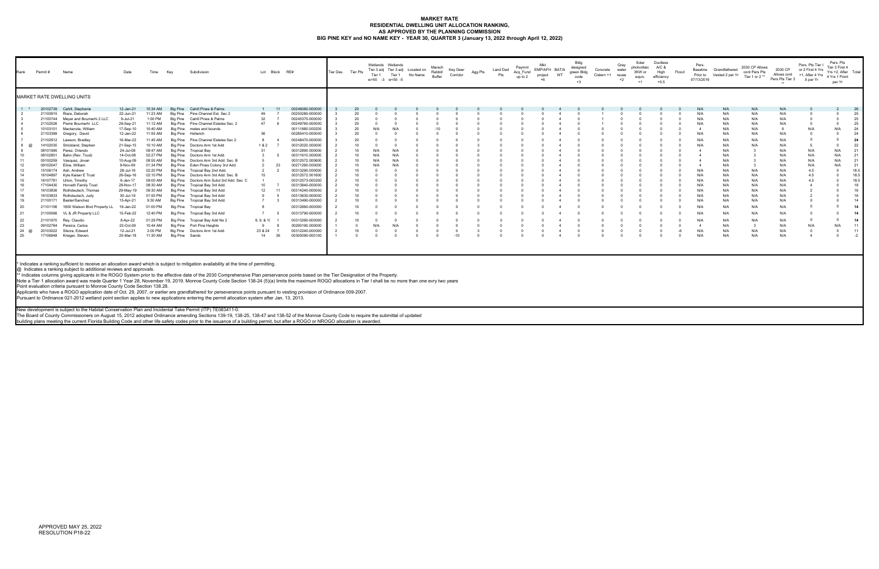# MARKET RATE
## RESIDENTIAL DWELLING UNIT ALLOCATION RANKING,
## AS APPROVED BY THE PLANNING COMMISSION
## BIG PINE KEY and NO NAME KEY - YEAR 30, QUARTER 3 (January 13, 2022 through April 12, 2022)

| Rank | Permit # | Name | Date | Time | Key | Subdivision | Lot | Block | RE# | Tier Des. | Tier Pts | Wetlands Tier 3 adj Tier 1 w>50 -3 | Wetlands Tier 3 adj Tier 1 w<50 -5 | Located on No Name | Marsch Rabbit/ Buffer | Key Deer Corridor | Agg Pts | Land Ded Pts | Paymnt Acq_Fund up to 2 | Mkt EMP/AFH project +6 | BAT/A WT | Bldg designed green Bldg code +3 | Concrete Cistern +1 | Gray water reuse +2 | Solar photovoltaic 3KW or equiv. +1 | Ductless A/C & High efficiency +0.5 | Flood | Pers. Baseline Prior to 07/13/2016 | Grandfathered Vested 2 per Yr | 2030 CP Allows cont Pers Pts Tier 1 or 2 ** | 2030 CP Allows cont Pers Pts Tier 3 ** | Pers. Pts Tier I or 2 First 4 Yrs +1, After 4 Yrs .5 per Yr | Pers. Pts Tier 3 First 4 Yrs +2, After 4 Yrs 1 Point per Yr | Total |
|---|---|---|---|---|---|---|---|---|---|---|---|---|---|---|---|---|---|---|---|---|---|---|---|---|---|---|---|---|---|---|---|---|---|---|
| **MARKET RATE DWELLING UNITS** | | | | | | | | | | | | | | | | | | | | | | | | | | | | | | | | | | |
| 1 * | 20102739 | Cahill, Stephanie | 12-Jan-21 | 10:34 AM | Big Pine | Cahill Pines & Palms | 1 | 11 | 00246060-000000 | 3 | 20 | 0 | 0 | 0 | 0 | 0 | 0 | 0 | 0 | 0 | 4 | 0 | 0 | 0 | 0 | 0 | 0 | N/A | N/A | N/A | N/A | 0 | 2 | 26 |
| 2 | 21100915 | Riera, Deborah | 22-Jun-21 | 11:23 AM | Big Pine | Pine Channel Est. Sec 2 | 49 | 7 | 00250280-000000 | 3 | 20 | 0 | 0 | 0 | 0 | 0 | 0 | 0 | 0 | 0 | 4 | 0 | 1 | 0 | 0 | 0 | 0 | N/A | N/A | N/A | N/A | 0 | 0 | 25 |
| 3 | 21100744 | Meyer and Boumerhi 2 LLC | 9-Jul-21 | 1:50 PM | Big Pine | Cahill Pines & Palms | 32 | 7 | 00245370-000000 | 3 | 20 | 0 | 0 | 0 | 0 | 0 | 0 | 0 | 0 | 0 | 4 | 0 | 1 | 0 | 0 | 0 | 0 | N/A | N/A | N/A | N/A | 0 | 0 | 25 |
| 4 | 21102526 | Pierre Boumerhi LLC | 29-Sep-21 | 11:12 AM | Big Pine | Pine Channel Estates Sec. 2 | 47 | 6 | 00249780-000000 | 3 | 20 | 0 | 0 | 0 | 0 | 0 | 0 | 0 | 0 | 0 | 4 | 0 | 1 | 0 | 0 | 0 | 0 | N/A | N/A | N/A | N/A | 0 | 0 | 25 |
| 5 | 10103101 | Mackenzie, William | 17-Sep-10 | 10:40 AM | Big Pine | metes and bounds | | | 00111880.000205 | 3 | 20 | N/A | N/A | 0 | -10 | 0 | 0 | 0 | 0 | 0 | 4 | 0 | 0 | 0 | 0 | 0 | 0 | 4 | N/A | N/A | 6 | N/A | N/A | 24 |
| 6 | 21103399 | Gregory, David | 12-Jan-22 | 11:55 AM | Big Pine | Hollerich | 36 | | 00285410-000000 | 3 | 20 | 0 | 0 | 0 | 0 | 0 | 0 | 0 | 0 | 0 | 4 | 0 | 0 | 0 | 0 | 0 | 0 | N/A | N/A | N/A | N/A | 0 | 0 | 24 |
| 7 | 21102912 | Lawson, Bradley | 16-Mar-22 | 11:45 AM | Big Pine | Pine Channel Estates Sec 2 | 8 | 4 | 00248470-000000 | 3 | 20 | 0 | 0 | 0 | 0 | 0 | 0 | 0 | 0 | 0 | 4 | 0 | 0 | 0 | 0 | 0 | 0 | N/A | N/A | N/A | N/A | 0 | 0 | 24 |
| 8 @ | 14102030 | Strickland, Stephen | 21-Sep-15 | 10:10 AM | Big Pine | Doctors Arm 1st Add | 1 & 2 | 7 | 00312020.000000 | 2 | 10 | 0 | 0 | 0 | 0 | 0 | 3 | 0 | 0 | 0 | 4 | 0 | 0 | 0 | 0 | 0 | 0 | N/A | N/A | N/A | N/A | 5 | 0 | 22 |
| 9 | 08101995 | Perez, Orlando | 24-Jul-08 | 09:47 AM | Big Pine | Tropical Bay | 31 | | 00312890.000000 | 2 | 10 | N/A | N/A | 0 | 0 | 0 | 0 | 0 | 0 | 0 | 4 | 0 | 0 | 0 | 0 | 0 | 0 | 4 | N/A | 3 | N/A | N/A | N/A | 21 |
| 10 | 08102801 | Bahn (Rev. Trust) | 14-Oct-08 | 02:27 PM | Big Pine | Doctors Arm 1st Add. | 3 | 5 | 00311610.000000 | 2 | 10 | N/A | N/A | 0 | 0 | 0 | 0 | 0 | 0 | 0 | 4 | 0 | 0 | 0 | 0 | 0 | 0 | 4 | N/A | 3 | N/A | N/A | N/A | 21 |
| 11 | 05100259 | Vasquez, Jovan | 10-Aug-09 | 08:55 AM | Big Pine | Doctors Arm 3rd Add. Sec. B | 5 | | 00312572.000600 | 2 | 10 | N/A | N/A | 0 | 0 | 0 | 0 | 0 | 0 | 0 | 4 | 0 | 0 | 0 | 0 | 0 | 0 | 4 | N/A | 3 | N/A | N/A | N/A | 21 |
| 12 | 09102047 | Eline, William | 9-Nov-09 | 01:34 PM | Big Pine | Eden Pines Colony 3rd Add. | 2 | 23 | 00271280.000000 | 2 | 10 | N/A | N/A | 0 | 0 | 0 | 0 | 0 | 0 | 0 | 4 | 0 | 0 | 0 | 0 | 0 | 0 | 4 | N/A | 3 | N/A | N/A | N/A | 21 |
| 13 | 15106174 | Ash, Andrew | 28-Jul-16 | 02:20 PM | Big Pine | Tropical Bay 2nd Add. | 2 | 2 | 00313290.000000 | 2 | 10 | 0 | 0 | 0 | 0 | 0 | 0 | 0 | 0 | 0 | 4 | 0 | 0 | 0 | 0 | 0 | 0 | N/A | N/A | N/A | N/A | 4.5 | 0 | 18.5 |
| 14 | 16104897 | Kyle Kaiser E Trust | 26-Sep-16 | 02:10 PM | Big Pine | Doctors Arm 3rd Add. Sec. B | 15 | | 00312572.001600 | 2 | 10 | 0 | 0 | 0 | 0 | 0 | 0 | 0 | 0 | 0 | 4 | 0 | 0 | 0 | 0 | 0 | 0 | N/A | N/A | N/A | N/A | 4.5 | 0 | 18.5 |
| 15 | 16107781 | Urton, Timothy | 6-Jan-17 | 09:00 AM | Big Pine | Doctors Arm Subd 3rd Add. Sec. C | 1 | | 00312573.000200 | 2 | 10 | 0 | 0 | 0 | 0 | 0 | 0 | 0 | 0 | 0 | 4 | 0 | 0 | 0 | 0 | 0 | 0 | N/A | N/A | N/A | N/A | 4.5 | 0 | 18.5 |
| 16 | 17104430 | Horvath Family Trust | 28-Nov-17 | 08:30 AM | Big Pine | Tropical Bay 3rd Add. | 10 | 7 | 00313840-000000 | 2 | 10 | 0 | 0 | 0 | 0 | 0 | 0 | 0 | 0 | 0 | 4 | 0 | 0 | 0 | 0 | 0 | 0 | N/A | N/A | N/A | N/A | 4 | 0 | 18 |
| 17 | 16103836 | Rothdeutsch, Thomas | 29-May-19 | 09:30 AM | Big Pine | Tropical Bay 3rd Add. | 12 | 11 | 00314240-000000 | 2 | 10 | 0 | 0 | 0 | 0 | 0 | 0 | 0 | 0 | 0 | 4 | 0 | 0 | 0 | 0 | 0 | 0 | N/A | N/A | N/A | N/A | 2 | 0 | 16 |
| 18 | 16103833 | Rothdeutsch, Judy | 30-Jul-19 | 01:50 PM | Big Pine | Tropical Bay 3rd Add | 9 | 5 | 00313630-000000 | 2 | 10 | 0 | 0 | 0 | 0 | 0 | 0 | 0 | 0 | 0 | 4 | 0 | 0 | 0 | 0 | 0 | 0 | N/A | N/A | N/A | N/A | 2 | 0 | 16 |
| 19 | 21100171 | Baster/Sanchez | 15-Apr-21 | 9:30 AM | Big Pine | Tropical Bay 3rd Add. | 7 | 3 | 00313490-000000 | 2 | 10 | 0 | 0 | 0 | 0 | 0 | 0 | 0 | 0 | 0 | 4 | 0 | 0 | 0 | 0 | 0 | 0 | N/A | N/A | N/A | N/A | 0 | 0 | 14 |
| 20 | 21101106 | 1600 Watson Blvd Property LL | 19-Jan-22 | 01:00 PM | Big Pine | Tropical Bay | 8 | | 00312660-000000 | 2 | 10 | 0 | 0 | 0 | 0 | 0 | 0 | 0 | 0 | 0 | 4 | 0 | 0 | 0 | 0 | 0 | 0 | N/A | N/A | N/A | N/A | 0 | 0 | 14 |
| 21 | 21100066 | VL & JR Property LLC | 15-Feb-22 | 12:40 PM | Big Pine | Tropical Bay 3rd Add | 7 | 5 | 00313790-000000 | 2 | 10 | 0 | 0 | 0 | 0 | 0 | 0 | 0 | 0 | 0 | 4 | 0 | 0 | 0 | 0 | 0 | 0 | N/A | N/A | N/A | N/A | 0 | 0 | 14 |
| 22 | 21101970 | Rey, Claudio | 8-Apr-22 | 01:29 PM | Big Pine | Tropical Bay Add No 2 | 8, 9, & 1( | 1 | 00313260-000000 | 2 | 10 | 0 | 0 | 0 | 0 | 0 | 0 | 0 | 0 | 0 | 4 | 0 | 0 | 0 | 0 | 0 | 0 | N/A | N/A | N/A | N/A | 0 | 0 | 14 |
| 23 | 09102784 | Pereira, Carlos | 22-Oct-09 | 10:44 AM | Big Pine | Port Pine Heights | 9 | 8 | 00290190.000000 | 1 | 0 | N/A | N/A | 0 | 0 | 0 | 0 | 0 | 0 | 0 | 4 | 0 | 0 | 0 | 0 | 0 | 0 | 4 | N/A | 3 | N/A | N/A | N/A | 11 |
| 24 @ | 20103022 | Sikora, Edward | 12-Jul-21 | 2:00 PM | Big Pine | Doctors Arm 1st Add. | 23 & 24 | 7 | 00312240-000000 | 2 | 10 | 0 | 0 | 0 | 0 | 0 | 3 | 0 | 0 | 0 | 4 | 0 | 0 | 0 | 0 | 0 | -6 | N/A | N/A | N/A | N/A | 0 | 0 | 11 |
| 25 | 17108948 | Krieger, Steven | 20-Mar-18 | 11:30 AM | Big Pine | Sands | 14 | 36 | 00305090-000100 | 1 | 0 | 0 | 0 | 0 | 0 | -10 | 0 | 0 | 0 | 0 | 4 | 0 | 0 | 0 | 0 | 0 | 0 | N/A | N/A | N/A | N/A | 4 | 0 | -2 |

\* Indicates a ranking sufficient to receive an allocation award which is subject to mitigation availability at the time of permitting.
@ Indicates a ranking subject to additional reviews and approvals.
** Indicates columns giving applicants in the ROGO System prior to the effective date of the 2030 Comprehensive Plan perservance points based on the Tier Designation of the Property.
Note a Tier 1 allocation award was made Quarter 1 Year 28, November 19, 2019. Monroe County Code Section 138-24 (5)(a) limits the maximum ROGO allocations in Tier I shall be no more than one evry two years
Point evaluation criteria pursuant to Monroe County Code Section 138.28.
Applicants who have a ROGO application date of Oct. 29, 2007, or earlier are grandfathered for perseverance points pursuant to vesting provision of Ordinance 009-2007.
Pursuant to Ordinance 021-2012 wetland point section applies to new applications entering the permit allocation system after Jan. 13, 2013.

New development is subject to the Habitat Conservation Plan and Incidental Take Permit (ITP) TE083411-0.
The Board of County Commissioners on August 15, 2012 adopted Ordinance amending Sections 139-19, 138-25, 138-47 and 138-52 of the Monroe County Code to require the submittal of updated building plans meeting the current Florida Building Code and other life safety codes prior to the issuance of a building permit, but after a ROGO or NROGO allocation is awarded.

APPROVED MAY 25, 2022
RESOLUTION P18-22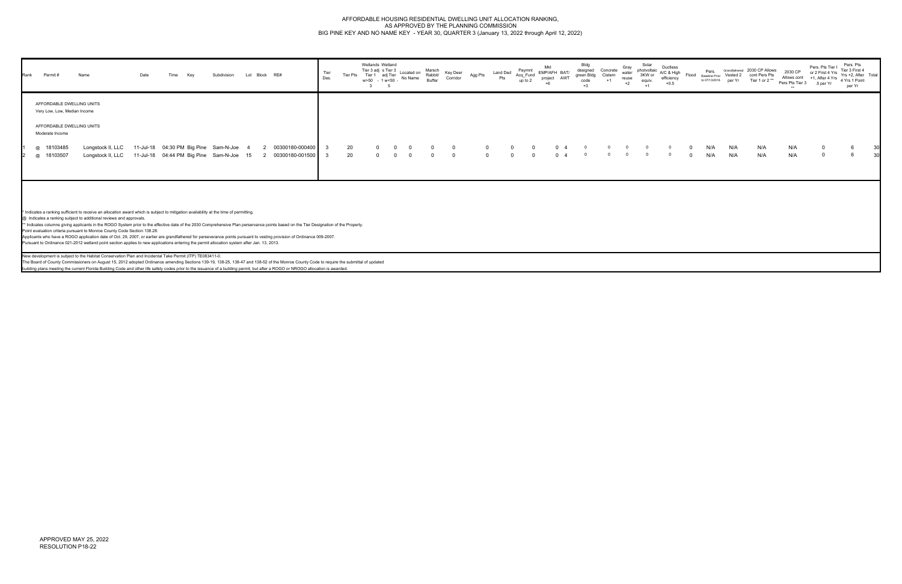# AFFORDABLE HOUSING RESIDENTIAL DWELLING UNIT ALLOCATION RANKING,
## AS APPROVED BY THE PLANNING COMMISSION
## BIG PINE KEY AND NO NAME KEY - YEAR 30, QUARTER 3 (January 13, 2022 through April 12, 2022)

| Rank | Permit # | Name | Date | Time | Key | Subdivision | Lot | Block | RE# | Tier Des. | Tier Pts | Wetlands Tier 3 adj Tier 1 w>50 - 3 | Wetlands Tier 3 adj Tier 1 w<50 - 5 | Located on No Name | Marsch Rabbit/ Buffer | Key Deer Corridor | Agg Pts | Land Ded Pts | Paymnt Acq_Fund up to 2 | Mkt EMP/AFH project +6 | BAT/ AWT | Bldg designed green Bldg code +3 | Concrete Cistern +1 | Gray water reuse +2 | Solar photvoltaic 3KW or equiv. +1 | Ductless A/C & High efficiency +0.5 | Flood | Pers. Baseline Prior to 07/13/2016 | Grandfathered Vested 2 per Yr | 2030 CP Allows cont Pers Pts Tier 1 or 2 ** | 2030 CP Allows cont Pers Pts Tier 3 ** | Pers. Pts Tier I or 2 First 4 Yrs +1, After 4 Yrs .5 per Yr | Pers. Pts Tier 3 First 4 Yrs +2, After 4 Yrs 1 Point per Yr | Total |
|---|---|---|---|---|---|---|---|---|---|---|---|---|---|---|---|---|---|---|---|---|---|---|---|---|---|---|---|---|---|---|---|---|---|---|
| | AFFORDABLE DWELLING UNITS Very Low, Low, Median Income | | | | | | | | | | | | | | | | | | | | | | | | | | | | | | | | | |
| | AFFORDABLE DWELLING UNITS Moderate Income | | | | | | | | | | | | | | | | | | | | | | | | | | | | | | | | | |
| 1 | @ 18103485 | Longstock II, LLC | 11-Jul-18 | 04:30 PM | Big Pine | Sam-N-Joe | 4 | 2 | 00300180-000400 | 3 | 20 | 0 | 0 | 0 | 0 | 0 | 0 | 0 | 0 | 0 | 4 | 0 | 0 | 0 | 0 | 0 | 0 | N/A | N/A | N/A | N/A | 0 | 6 | 30 |
| 2 | @ 18103507 | Longstock II, LLC | 11-Jul-18 | 04:44 PM | Big Pine | Sam-N-Joe | 15 | 2 | 00300180-001500 | 3 | 20 | 0 | 0 | 0 | 0 | 0 | 0 | 0 | 0 | 0 | 4 | 0 | 0 | 0 | 0 | 0 | 0 | N/A | N/A | N/A | N/A | 0 | 6 | 30 |

* Indicates a ranking sufficient to receive an allocation award which is subject to mitigation availability at the time of permitting.
@ Indicates a ranking subject to additional reviews and approvals.
** Indicates columns giving applicants in the ROGO System prior to the effective date of the 2030 Comprehensive Plan perservance points based on the Tier Designation of the Property.
Point evaluation criteria pursuant to Monroe County Code Section 138.28.
Applicants who have a ROGO application date of Oct. 29, 2007, or earlier are grandfathered for perseverance points pursuant to vesting provision of Ordinance 009-2007.
Pursuant to Ordinance 021-2012 wetland point section applies to new applications entering the permit allocation system after Jan. 13, 2013.

New development is subject to the Habitat Conservation Plan and Incidental Take Permit (ITP) TE083411-0.
The Board of County Commissioners on August 15, 2012 adopted Ordinance amending Sections 139-19, 138-25, 138-47 and 138-52 of the Monroe County Code to require the submittal of updated building plans meeting the current Florida Building Code and other life safety codes prior to the issuance of a building permit, but after a ROGO or NROGO allocation is awarded.

APPROVED MAY 25, 2022
RESOLUTION P18-22